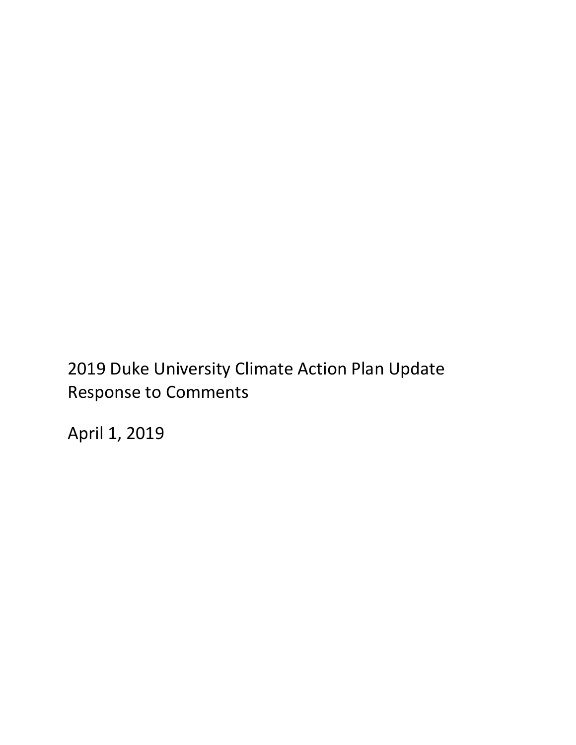# 2019 Duke University Climate Action Plan Update
# Response to Comments

April 1, 2019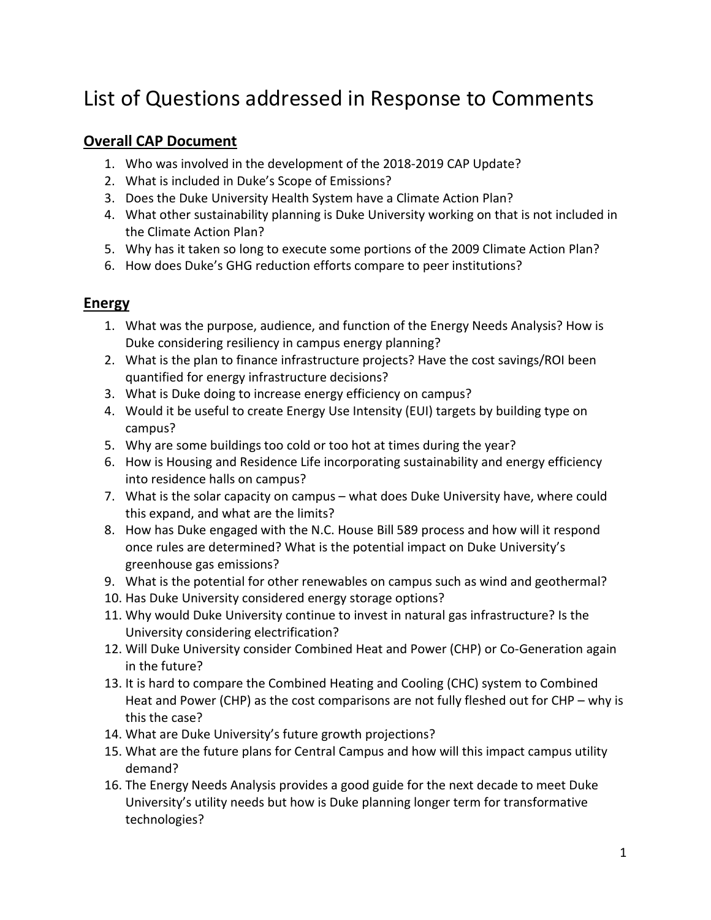# List of Questions addressed in Response to Comments

## Overall CAP Document

1. Who was involved in the development of the 2018-2019 CAP Update?
2. What is included in Duke's Scope of Emissions?
3. Does the Duke University Health System have a Climate Action Plan?
4. What other sustainability planning is Duke University working on that is not included in the Climate Action Plan?
5. Why has it taken so long to execute some portions of the 2009 Climate Action Plan?
6. How does Duke's GHG reduction efforts compare to peer institutions?

## Energy

1. What was the purpose, audience, and function of the Energy Needs Analysis? How is Duke considering resiliency in campus energy planning?
2. What is the plan to finance infrastructure projects? Have the cost savings/ROI been quantified for energy infrastructure decisions?
3. What is Duke doing to increase energy efficiency on campus?
4. Would it be useful to create Energy Use Intensity (EUI) targets by building type on campus?
5. Why are some buildings too cold or too hot at times during the year?
6. How is Housing and Residence Life incorporating sustainability and energy efficiency into residence halls on campus?
7. What is the solar capacity on campus – what does Duke University have, where could this expand, and what are the limits?
8. How has Duke engaged with the N.C. House Bill 589 process and how will it respond once rules are determined? What is the potential impact on Duke University's greenhouse gas emissions?
9. What is the potential for other renewables on campus such as wind and geothermal?
10. Has Duke University considered energy storage options?
11. Why would Duke University continue to invest in natural gas infrastructure? Is the University considering electrification?
12. Will Duke University consider Combined Heat and Power (CHP) or Co-Generation again in the future?
13. It is hard to compare the Combined Heating and Cooling (CHC) system to Combined Heat and Power (CHP) as the cost comparisons are not fully fleshed out for CHP – why is this the case?
14. What are Duke University's future growth projections?
15. What are the future plans for Central Campus and how will this impact campus utility demand?
16. The Energy Needs Analysis provides a good guide for the next decade to meet Duke University's utility needs but how is Duke planning longer term for transformative technologies?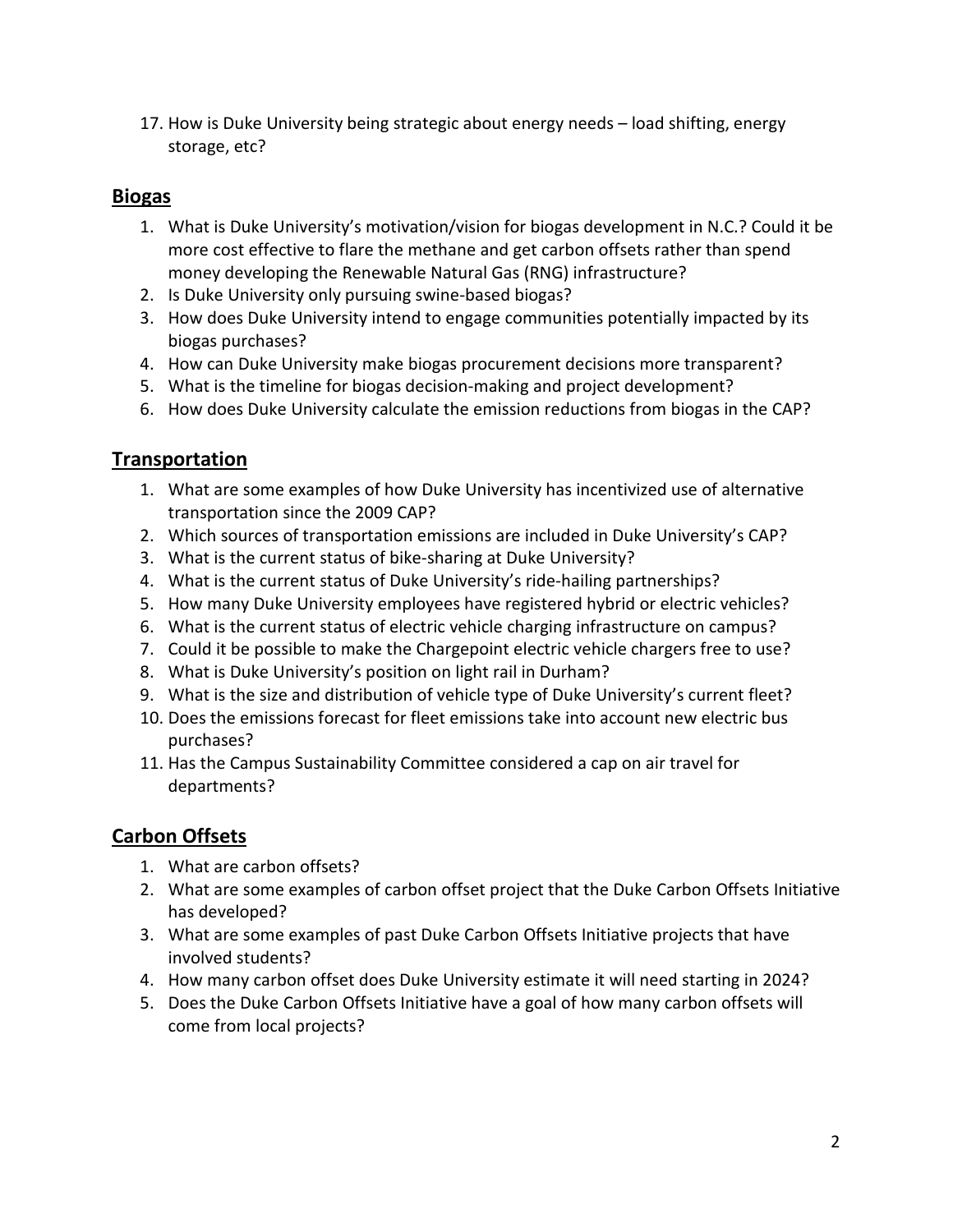17. How is Duke University being strategic about energy needs – load shifting, energy storage, etc?

## Biogas

1. What is Duke University's motivation/vision for biogas development in N.C.? Could it be more cost effective to flare the methane and get carbon offsets rather than spend money developing the Renewable Natural Gas (RNG) infrastructure?
2. Is Duke University only pursuing swine-based biogas?
3. How does Duke University intend to engage communities potentially impacted by its biogas purchases?
4. How can Duke University make biogas procurement decisions more transparent?
5. What is the timeline for biogas decision-making and project development?
6. How does Duke University calculate the emission reductions from biogas in the CAP?

## Transportation

1. What are some examples of how Duke University has incentivized use of alternative transportation since the 2009 CAP?
2. Which sources of transportation emissions are included in Duke University's CAP?
3. What is the current status of bike-sharing at Duke University?
4. What is the current status of Duke University's ride-hailing partnerships?
5. How many Duke University employees have registered hybrid or electric vehicles?
6. What is the current status of electric vehicle charging infrastructure on campus?
7. Could it be possible to make the Chargepoint electric vehicle chargers free to use?
8. What is Duke University's position on light rail in Durham?
9. What is the size and distribution of vehicle type of Duke University's current fleet?
10. Does the emissions forecast for fleet emissions take into account new electric bus purchases?
11. Has the Campus Sustainability Committee considered a cap on air travel for departments?

## Carbon Offsets

1. What are carbon offsets?
2. What are some examples of carbon offset project that the Duke Carbon Offsets Initiative has developed?
3. What are some examples of past Duke Carbon Offsets Initiative projects that have involved students?
4. How many carbon offset does Duke University estimate it will need starting in 2024?
5. Does the Duke Carbon Offsets Initiative have a goal of how many carbon offsets will come from local projects?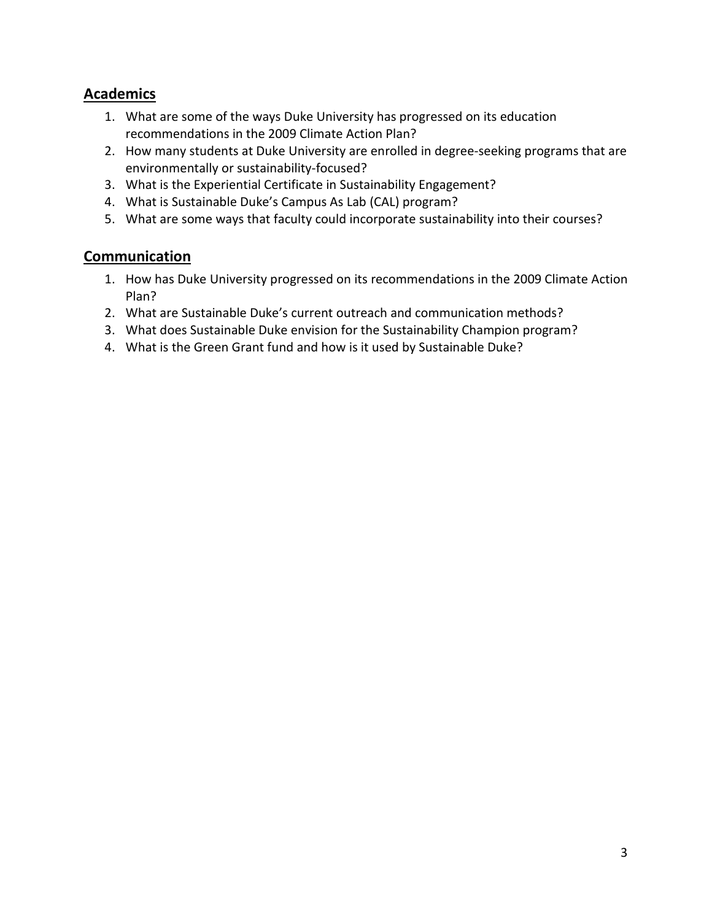## Academics

1. What are some of the ways Duke University has progressed on its education recommendations in the 2009 Climate Action Plan?
2. How many students at Duke University are enrolled in degree-seeking programs that are environmentally or sustainability-focused?
3. What is the Experiential Certificate in Sustainability Engagement?
4. What is Sustainable Duke's Campus As Lab (CAL) program?
5. What are some ways that faculty could incorporate sustainability into their courses?

## Communication

1. How has Duke University progressed on its recommendations in the 2009 Climate Action Plan?
2. What are Sustainable Duke's current outreach and communication methods?
3. What does Sustainable Duke envision for the Sustainability Champion program?
4. What is the Green Grant fund and how is it used by Sustainable Duke?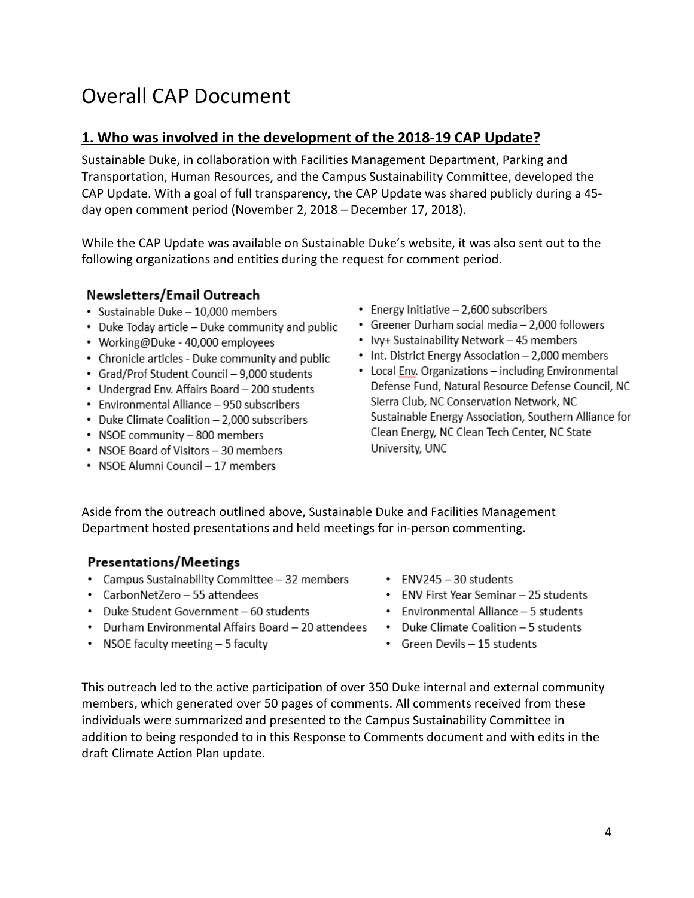# Overall CAP Document

## 1. Who was involved in the development of the 2018-19 CAP Update?

Sustainable Duke, in collaboration with Facilities Management Department, Parking and Transportation, Human Resources, and the Campus Sustainability Committee, developed the CAP Update. With a goal of full transparency, the CAP Update was shared publicly during a 45-day open comment period (November 2, 2018 – December 17, 2018).

While the CAP Update was available on Sustainable Duke's website, it was also sent out to the following organizations and entities during the request for comment period.

### Newsletters/Email Outreach

- Sustainable Duke – 10,000 members
- Duke Today article – Duke community and public
- Working@Duke - 40,000 employees
- Chronicle articles - Duke community and public
- Grad/Prof Student Council – 9,000 students
- Undergrad Env. Affairs Board – 200 students
- Environmental Alliance – 950 subscribers
- Duke Climate Coalition – 2,000 subscribers
- NSOE community – 800 members
- NSOE Board of Visitors – 30 members
- NSOE Alumni Council – 17 members
- Energy Initiative – 2,600 subscribers
- Greener Durham social media – 2,000 followers
- Ivy+ Sustainability Network – 45 members
- Int. District Energy Association – 2,000 members
- Local Env. Organizations – including Environmental Defense Fund, Natural Resource Defense Council, NC Sierra Club, NC Conservation Network, NC Sustainable Energy Association, Southern Alliance for Clean Energy, NC Clean Tech Center, NC State University, UNC

Aside from the outreach outlined above, Sustainable Duke and Facilities Management Department hosted presentations and held meetings for in-person commenting.

### Presentations/Meetings

- Campus Sustainability Committee – 32 members
- CarbonNetZero – 55 attendees
- Duke Student Government – 60 students
- Durham Environmental Affairs Board – 20 attendees
- NSOE faculty meeting – 5 faculty
- ENV245 – 30 students
- ENV First Year Seminar – 25 students
- Environmental Alliance – 5 students
- Duke Climate Coalition – 5 students
- Green Devils – 15 students

This outreach led to the active participation of over 350 Duke internal and external community members, which generated over 50 pages of comments. All comments received from these individuals were summarized and presented to the Campus Sustainability Committee in addition to being responded to in this Response to Comments document and with edits in the draft Climate Action Plan update.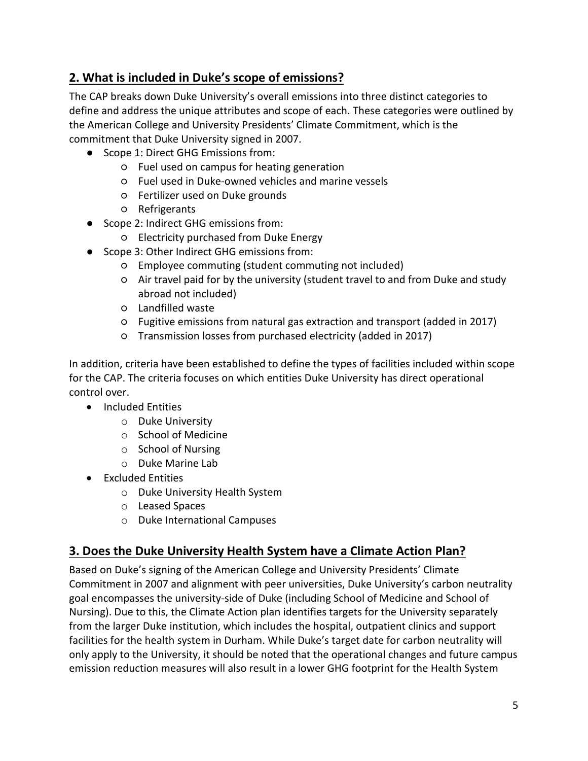## 2. What is included in Duke's scope of emissions?

The CAP breaks down Duke University's overall emissions into three distinct categories to define and address the unique attributes and scope of each. These categories were outlined by the American College and University Presidents' Climate Commitment, which is the commitment that Duke University signed in 2007.

- Scope 1: Direct GHG Emissions from:
  - Fuel used on campus for heating generation
  - Fuel used in Duke-owned vehicles and marine vessels
  - Fertilizer used on Duke grounds
  - Refrigerants
- Scope 2: Indirect GHG emissions from:
  - Electricity purchased from Duke Energy
- Scope 3: Other Indirect GHG emissions from:
  - Employee commuting (student commuting not included)
  - Air travel paid for by the university (student travel to and from Duke and study abroad not included)
  - Landfilled waste
  - Fugitive emissions from natural gas extraction and transport (added in 2017)
  - Transmission losses from purchased electricity (added in 2017)

In addition, criteria have been established to define the types of facilities included within scope for the CAP. The criteria focuses on which entities Duke University has direct operational control over.

- Included Entities
  - Duke University
  - School of Medicine
  - School of Nursing
  - Duke Marine Lab
- Excluded Entities
  - Duke University Health System
  - Leased Spaces
  - Duke International Campuses

## 3. Does the Duke University Health System have a Climate Action Plan?

Based on Duke's signing of the American College and University Presidents' Climate Commitment in 2007 and alignment with peer universities, Duke University's carbon neutrality goal encompasses the university-side of Duke (including School of Medicine and School of Nursing). Due to this, the Climate Action plan identifies targets for the University separately from the larger Duke institution, which includes the hospital, outpatient clinics and support facilities for the health system in Durham. While Duke's target date for carbon neutrality will only apply to the University, it should be noted that the operational changes and future campus emission reduction measures will also result in a lower GHG footprint for the Health System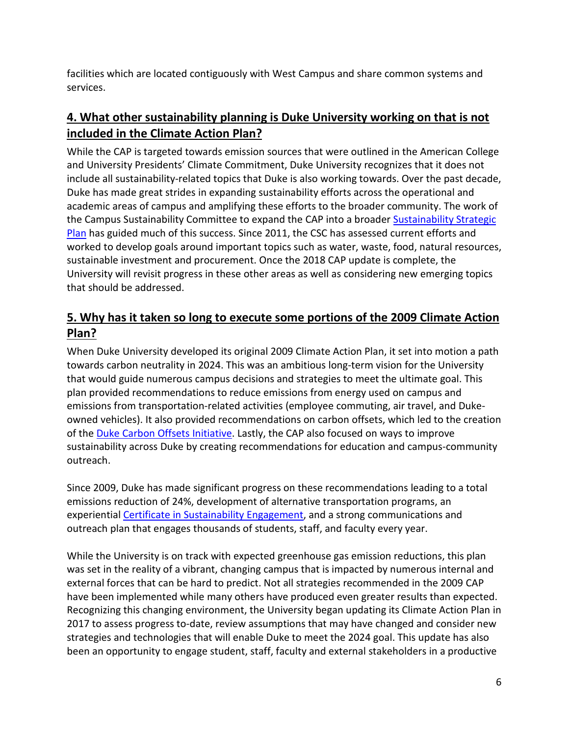facilities which are located contiguously with West Campus and share common systems and services.

## 4. What other sustainability planning is Duke University working on that is not included in the Climate Action Plan?

While the CAP is targeted towards emission sources that were outlined in the American College and University Presidents' Climate Commitment, Duke University recognizes that it does not include all sustainability-related topics that Duke is also working towards. Over the past decade, Duke has made great strides in expanding sustainability efforts across the operational and academic areas of campus and amplifying these efforts to the broader community. The work of the Campus Sustainability Committee to expand the CAP into a broader Sustainability Strategic Plan has guided much of this success. Since 2011, the CSC has assessed current efforts and worked to develop goals around important topics such as water, waste, food, natural resources, sustainable investment and procurement. Once the 2018 CAP update is complete, the University will revisit progress in these other areas as well as considering new emerging topics that should be addressed.

## 5. Why has it taken so long to execute some portions of the 2009 Climate Action Plan?

When Duke University developed its original 2009 Climate Action Plan, it set into motion a path towards carbon neutrality in 2024. This was an ambitious long-term vision for the University that would guide numerous campus decisions and strategies to meet the ultimate goal. This plan provided recommendations to reduce emissions from energy used on campus and emissions from transportation-related activities (employee commuting, air travel, and Duke-owned vehicles). It also provided recommendations on carbon offsets, which led to the creation of the Duke Carbon Offsets Initiative. Lastly, the CAP also focused on ways to improve sustainability across Duke by creating recommendations for education and campus-community outreach.

Since 2009, Duke has made significant progress on these recommendations leading to a total emissions reduction of 24%, development of alternative transportation programs, an experiential Certificate in Sustainability Engagement, and a strong communications and outreach plan that engages thousands of students, staff, and faculty every year.

While the University is on track with expected greenhouse gas emission reductions, this plan was set in the reality of a vibrant, changing campus that is impacted by numerous internal and external forces that can be hard to predict. Not all strategies recommended in the 2009 CAP have been implemented while many others have produced even greater results than expected. Recognizing this changing environment, the University began updating its Climate Action Plan in 2017 to assess progress to-date, review assumptions that may have changed and consider new strategies and technologies that will enable Duke to meet the 2024 goal. This update has also been an opportunity to engage student, staff, faculty and external stakeholders in a productive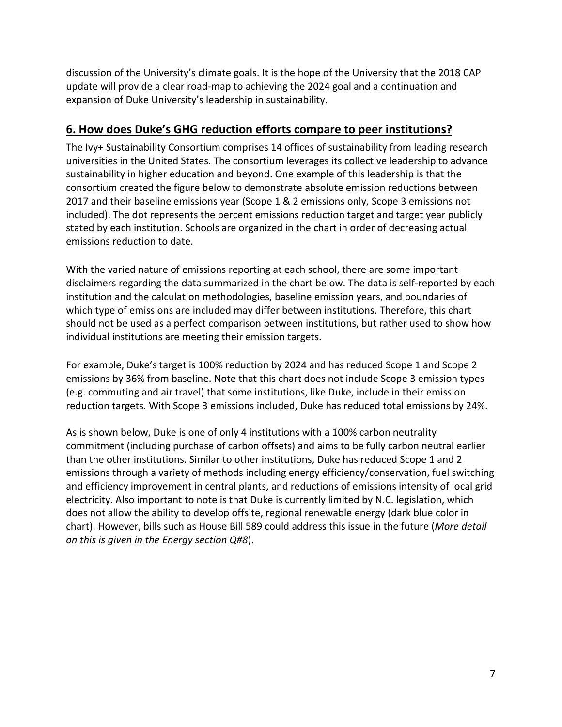discussion of the University's climate goals. It is the hope of the University that the 2018 CAP update will provide a clear road-map to achieving the 2024 goal and a continuation and expansion of Duke University's leadership in sustainability.

## 6. How does Duke's GHG reduction efforts compare to peer institutions?

The Ivy+ Sustainability Consortium comprises 14 offices of sustainability from leading research universities in the United States. The consortium leverages its collective leadership to advance sustainability in higher education and beyond. One example of this leadership is that the consortium created the figure below to demonstrate absolute emission reductions between 2017 and their baseline emissions year (Scope 1 & 2 emissions only, Scope 3 emissions not included). The dot represents the percent emissions reduction target and target year publicly stated by each institution. Schools are organized in the chart in order of decreasing actual emissions reduction to date.

With the varied nature of emissions reporting at each school, there are some important disclaimers regarding the data summarized in the chart below. The data is self-reported by each institution and the calculation methodologies, baseline emission years, and boundaries of which type of emissions are included may differ between institutions. Therefore, this chart should not be used as a perfect comparison between institutions, but rather used to show how individual institutions are meeting their emission targets.

For example, Duke's target is 100% reduction by 2024 and has reduced Scope 1 and Scope 2 emissions by 36% from baseline. Note that this chart does not include Scope 3 emission types (e.g. commuting and air travel) that some institutions, like Duke, include in their emission reduction targets. With Scope 3 emissions included, Duke has reduced total emissions by 24%.

As is shown below, Duke is one of only 4 institutions with a 100% carbon neutrality commitment (including purchase of carbon offsets) and aims to be fully carbon neutral earlier than the other institutions. Similar to other institutions, Duke has reduced Scope 1 and 2 emissions through a variety of methods including energy efficiency/conservation, fuel switching and efficiency improvement in central plants, and reductions of emissions intensity of local grid electricity. Also important to note is that Duke is currently limited by N.C. legislation, which does not allow the ability to develop offsite, regional renewable energy (dark blue color in chart). However, bills such as House Bill 589 could address this issue in the future (*More detail on this is given in the Energy section Q#8*).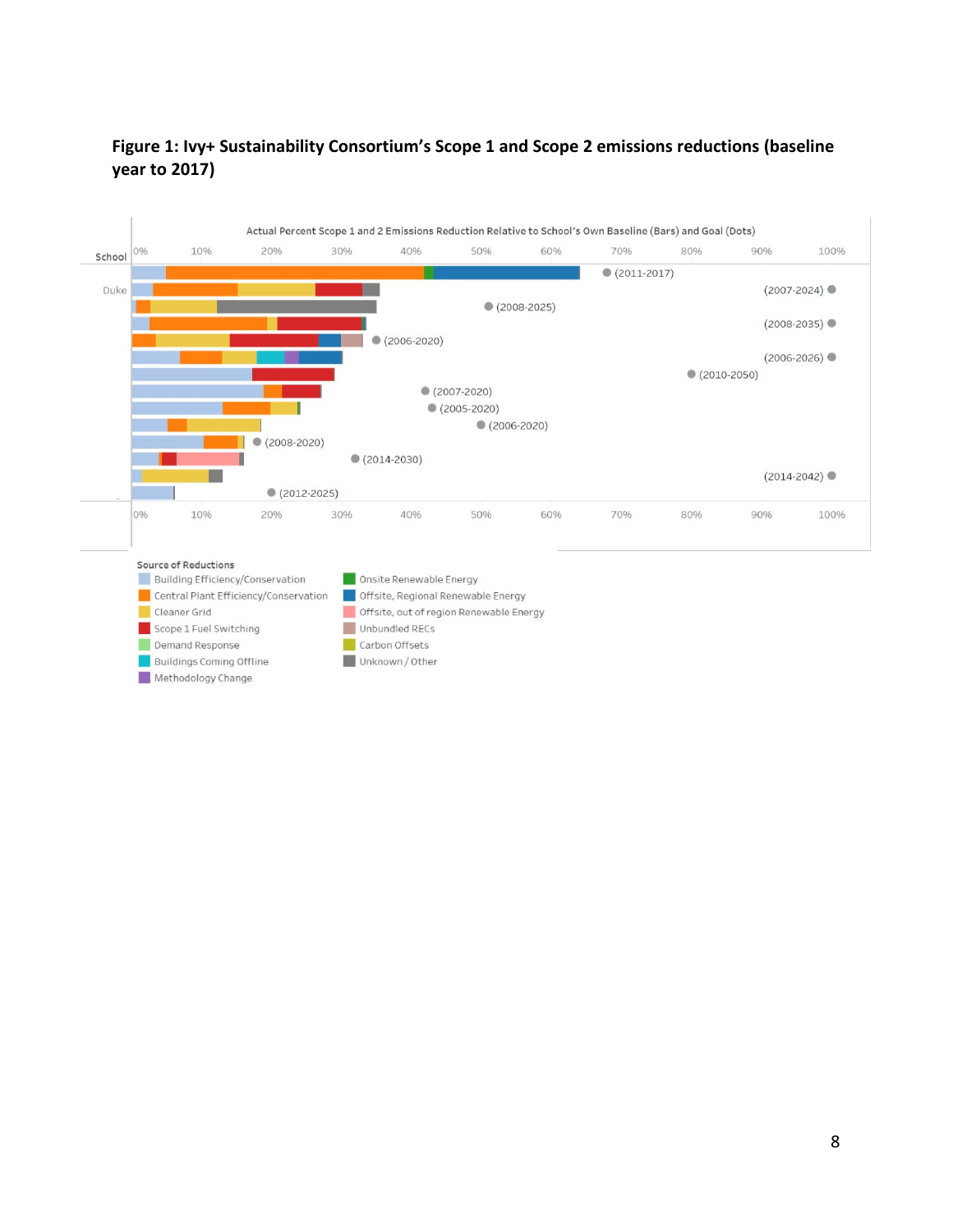**Figure 1: Ivy+ Sustainability Consortium's Scope 1 and Scope 2 emissions reductions (baseline year to 2017)**

Actual Percent Scope 1 and 2 Emissions Reduction Relative to School's Own Baseline (Bars) and Goal (Dots)

School: Duke

Goal periods shown (dots): (2011-2017), (2007-2024), (2008-2025), (2008-2035), (2006-2020), (2006-2026), (2010-2050), (2007-2020), (2005-2020), (2006-2020), (2008-2020), (2014-2030), (2014-2042), (2012-2025)

Source of Reductions:
- Building Efficiency/Conservation
- Central Plant Efficiency/Conservation
- Cleaner Grid
- Scope 1 Fuel Switching
- Demand Response
- Buildings Coming Offline
- Methodology Change
- Onsite Renewable Energy
- Offsite, Regional Renewable Energy
- Offsite, out of region Renewable Energy
- Unbundled RECs
- Carbon Offsets
- Unknown / Other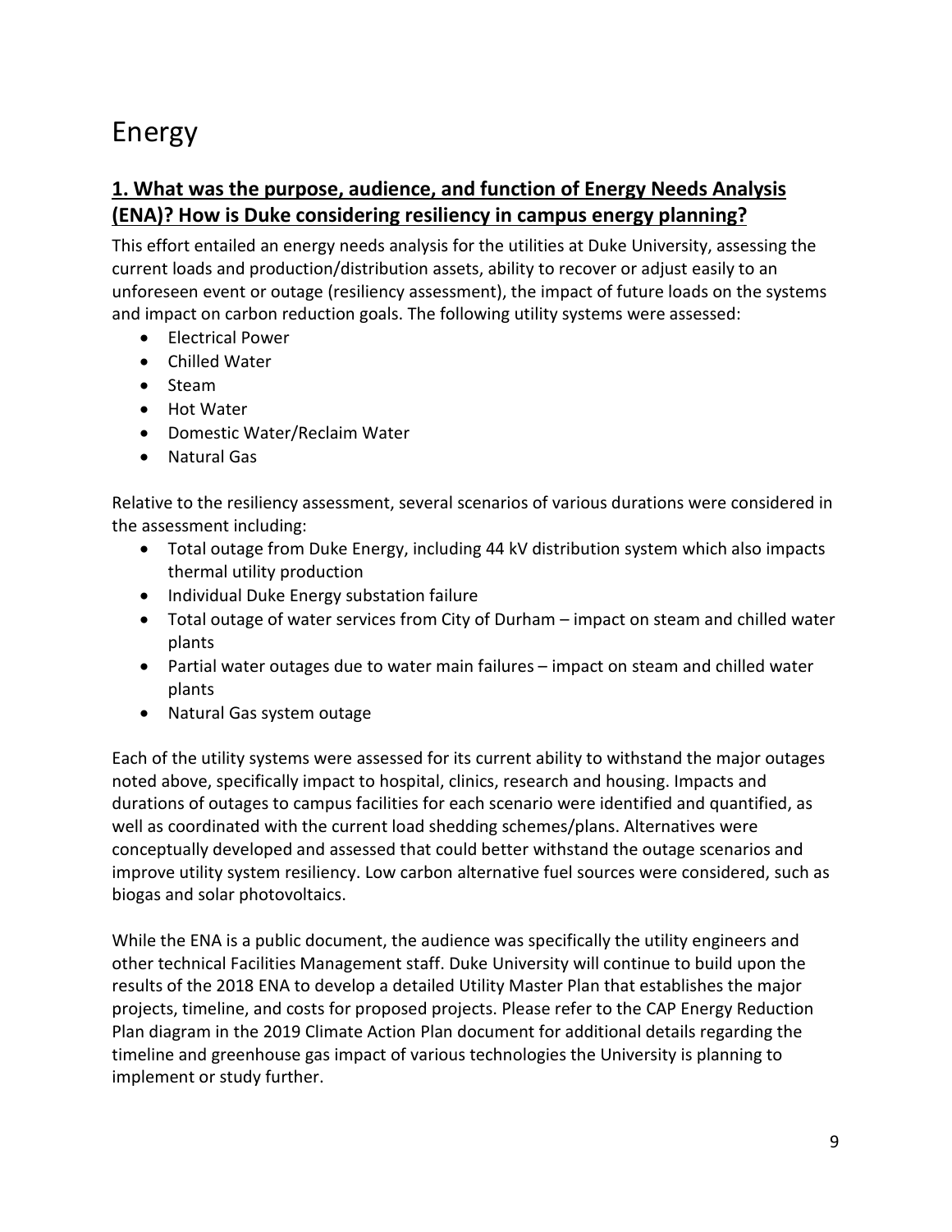# Energy

## 1. What was the purpose, audience, and function of Energy Needs Analysis (ENA)? How is Duke considering resiliency in campus energy planning?

This effort entailed an energy needs analysis for the utilities at Duke University, assessing the current loads and production/distribution assets, ability to recover or adjust easily to an unforeseen event or outage (resiliency assessment), the impact of future loads on the systems and impact on carbon reduction goals. The following utility systems were assessed:

- Electrical Power
- Chilled Water
- Steam
- Hot Water
- Domestic Water/Reclaim Water
- Natural Gas

Relative to the resiliency assessment, several scenarios of various durations were considered in the assessment including:

- Total outage from Duke Energy, including 44 kV distribution system which also impacts thermal utility production
- Individual Duke Energy substation failure
- Total outage of water services from City of Durham – impact on steam and chilled water plants
- Partial water outages due to water main failures – impact on steam and chilled water plants
- Natural Gas system outage

Each of the utility systems were assessed for its current ability to withstand the major outages noted above, specifically impact to hospital, clinics, research and housing. Impacts and durations of outages to campus facilities for each scenario were identified and quantified, as well as coordinated with the current load shedding schemes/plans. Alternatives were conceptually developed and assessed that could better withstand the outage scenarios and improve utility system resiliency. Low carbon alternative fuel sources were considered, such as biogas and solar photovoltaics.

While the ENA is a public document, the audience was specifically the utility engineers and other technical Facilities Management staff. Duke University will continue to build upon the results of the 2018 ENA to develop a detailed Utility Master Plan that establishes the major projects, timeline, and costs for proposed projects. Please refer to the CAP Energy Reduction Plan diagram in the 2019 Climate Action Plan document for additional details regarding the timeline and greenhouse gas impact of various technologies the University is planning to implement or study further.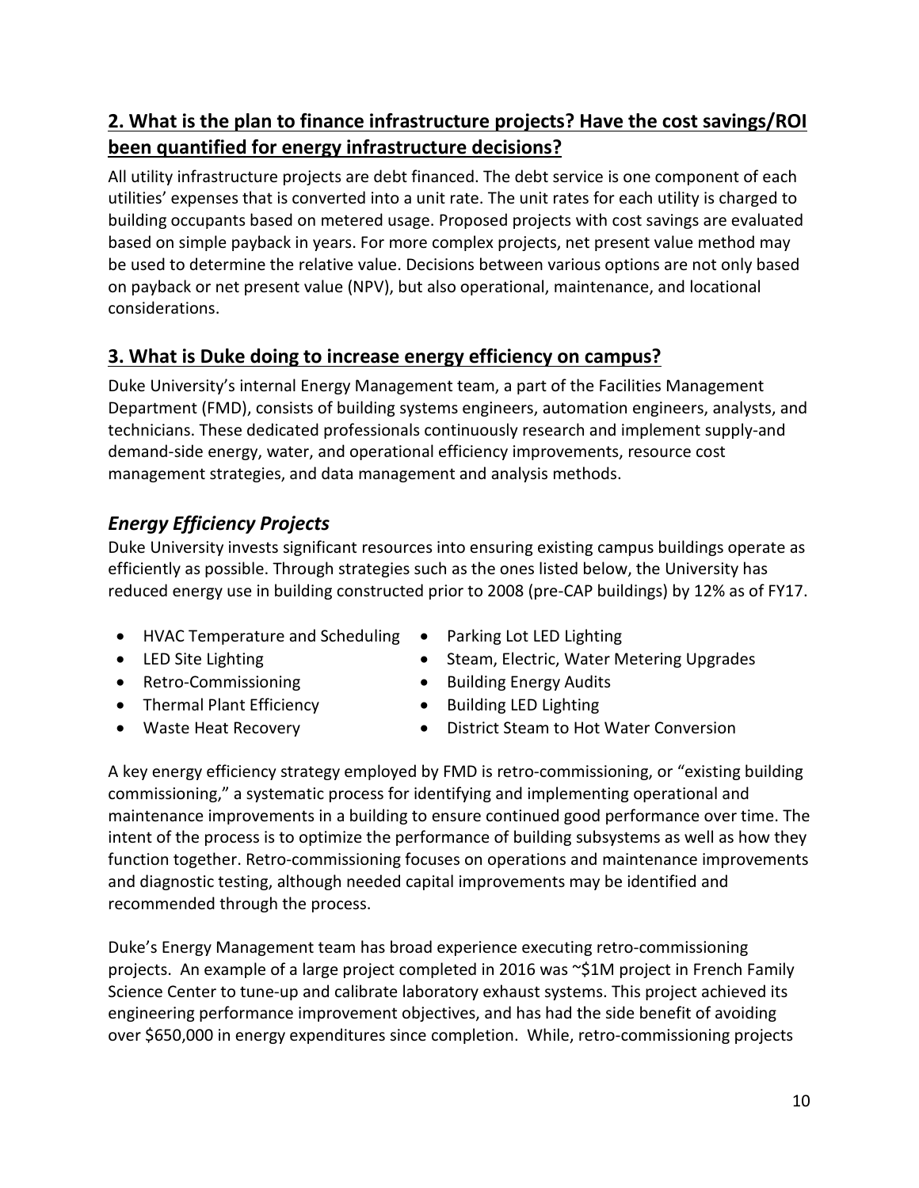## 2. What is the plan to finance infrastructure projects? Have the cost savings/ROI been quantified for energy infrastructure decisions?

All utility infrastructure projects are debt financed. The debt service is one component of each utilities' expenses that is converted into a unit rate. The unit rates for each utility is charged to building occupants based on metered usage. Proposed projects with cost savings are evaluated based on simple payback in years. For more complex projects, net present value method may be used to determine the relative value. Decisions between various options are not only based on payback or net present value (NPV), but also operational, maintenance, and locational considerations.

## 3. What is Duke doing to increase energy efficiency on campus?

Duke University's internal Energy Management team, a part of the Facilities Management Department (FMD), consists of building systems engineers, automation engineers, analysts, and technicians. These dedicated professionals continuously research and implement supply-and demand-side energy, water, and operational efficiency improvements, resource cost management strategies, and data management and analysis methods.

### *Energy Efficiency Projects*

Duke University invests significant resources into ensuring existing campus buildings operate as efficiently as possible. Through strategies such as the ones listed below, the University has reduced energy use in building constructed prior to 2008 (pre-CAP buildings) by 12% as of FY17.

- HVAC Temperature and Scheduling
- LED Site Lighting
- Retro-Commissioning
- Thermal Plant Efficiency
- Waste Heat Recovery
- Parking Lot LED Lighting
- Steam, Electric, Water Metering Upgrades
- Building Energy Audits
- Building LED Lighting
- District Steam to Hot Water Conversion

A key energy efficiency strategy employed by FMD is retro-commissioning, or "existing building commissioning," a systematic process for identifying and implementing operational and maintenance improvements in a building to ensure continued good performance over time. The intent of the process is to optimize the performance of building subsystems as well as how they function together. Retro-commissioning focuses on operations and maintenance improvements and diagnostic testing, although needed capital improvements may be identified and recommended through the process.

Duke's Energy Management team has broad experience executing retro-commissioning projects. An example of a large project completed in 2016 was ~$1M project in French Family Science Center to tune-up and calibrate laboratory exhaust systems. This project achieved its engineering performance improvement objectives, and has had the side benefit of avoiding over $650,000 in energy expenditures since completion. While, retro-commissioning projects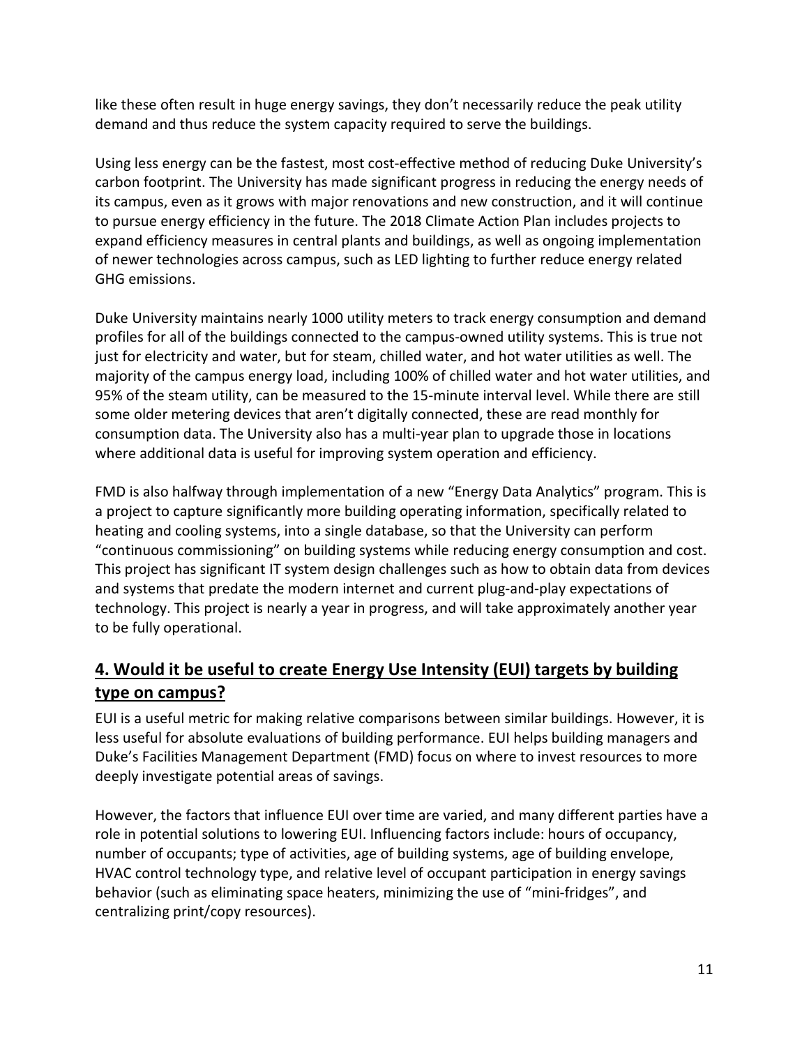like these often result in huge energy savings, they don't necessarily reduce the peak utility demand and thus reduce the system capacity required to serve the buildings.

Using less energy can be the fastest, most cost-effective method of reducing Duke University's carbon footprint. The University has made significant progress in reducing the energy needs of its campus, even as it grows with major renovations and new construction, and it will continue to pursue energy efficiency in the future. The 2018 Climate Action Plan includes projects to expand efficiency measures in central plants and buildings, as well as ongoing implementation of newer technologies across campus, such as LED lighting to further reduce energy related GHG emissions.

Duke University maintains nearly 1000 utility meters to track energy consumption and demand profiles for all of the buildings connected to the campus-owned utility systems. This is true not just for electricity and water, but for steam, chilled water, and hot water utilities as well. The majority of the campus energy load, including 100% of chilled water and hot water utilities, and 95% of the steam utility, can be measured to the 15-minute interval level. While there are still some older metering devices that aren't digitally connected, these are read monthly for consumption data. The University also has a multi-year plan to upgrade those in locations where additional data is useful for improving system operation and efficiency.

FMD is also halfway through implementation of a new "Energy Data Analytics" program. This is a project to capture significantly more building operating information, specifically related to heating and cooling systems, into a single database, so that the University can perform "continuous commissioning" on building systems while reducing energy consumption and cost. This project has significant IT system design challenges such as how to obtain data from devices and systems that predate the modern internet and current plug-and-play expectations of technology. This project is nearly a year in progress, and will take approximately another year to be fully operational.

## 4. Would it be useful to create Energy Use Intensity (EUI) targets by building type on campus?

EUI is a useful metric for making relative comparisons between similar buildings. However, it is less useful for absolute evaluations of building performance. EUI helps building managers and Duke's Facilities Management Department (FMD) focus on where to invest resources to more deeply investigate potential areas of savings.

However, the factors that influence EUI over time are varied, and many different parties have a role in potential solutions to lowering EUI. Influencing factors include: hours of occupancy, number of occupants; type of activities, age of building systems, age of building envelope, HVAC control technology type, and relative level of occupant participation in energy savings behavior (such as eliminating space heaters, minimizing the use of "mini-fridges", and centralizing print/copy resources).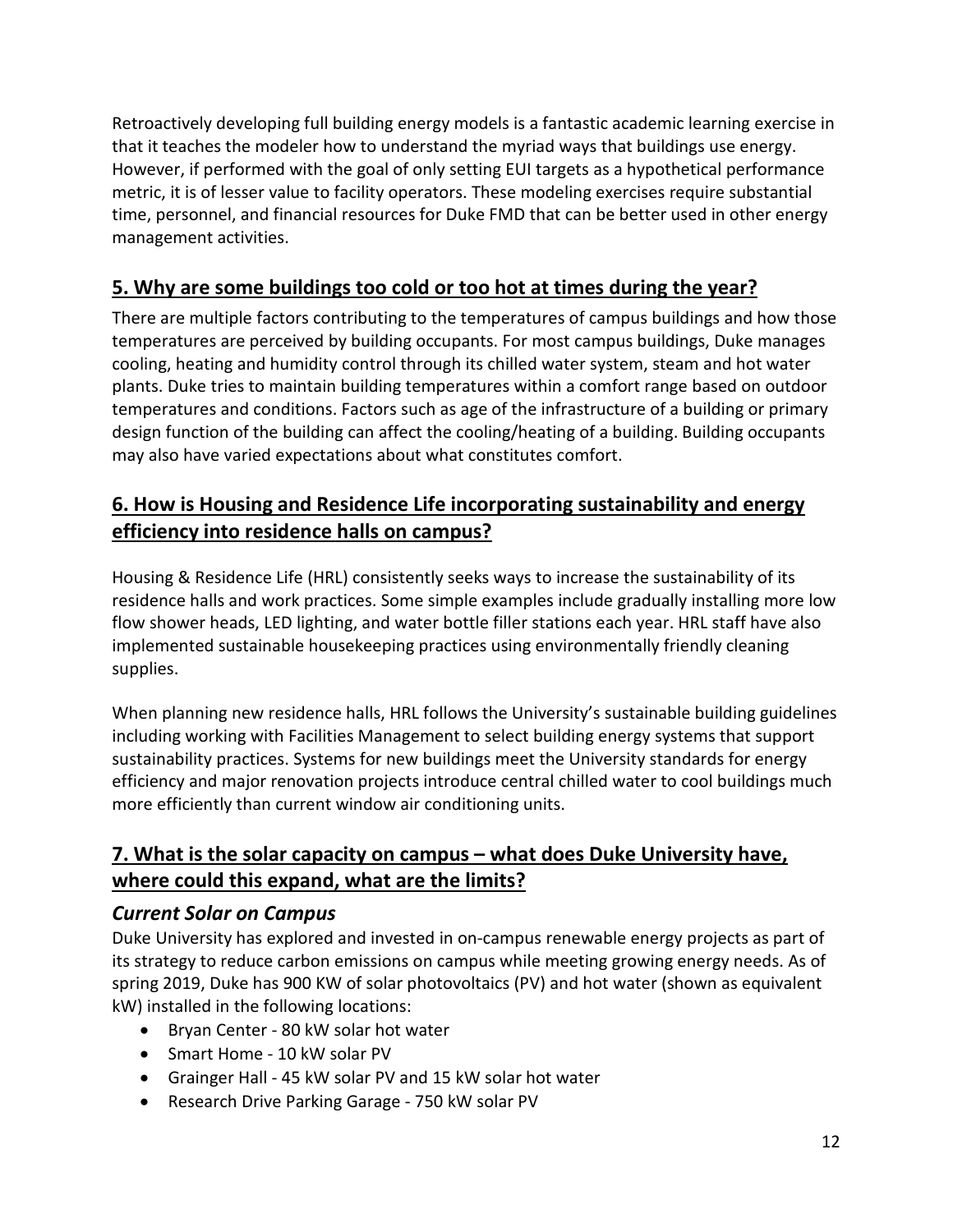Retroactively developing full building energy models is a fantastic academic learning exercise in that it teaches the modeler how to understand the myriad ways that buildings use energy. However, if performed with the goal of only setting EUI targets as a hypothetical performance metric, it is of lesser value to facility operators. These modeling exercises require substantial time, personnel, and financial resources for Duke FMD that can be better used in other energy management activities.

## 5. Why are some buildings too cold or too hot at times during the year?

There are multiple factors contributing to the temperatures of campus buildings and how those temperatures are perceived by building occupants. For most campus buildings, Duke manages cooling, heating and humidity control through its chilled water system, steam and hot water plants. Duke tries to maintain building temperatures within a comfort range based on outdoor temperatures and conditions. Factors such as age of the infrastructure of a building or primary design function of the building can affect the cooling/heating of a building. Building occupants may also have varied expectations about what constitutes comfort.

## 6. How is Housing and Residence Life incorporating sustainability and energy efficiency into residence halls on campus?

Housing & Residence Life (HRL) consistently seeks ways to increase the sustainability of its residence halls and work practices. Some simple examples include gradually installing more low flow shower heads, LED lighting, and water bottle filler stations each year. HRL staff have also implemented sustainable housekeeping practices using environmentally friendly cleaning supplies.

When planning new residence halls, HRL follows the University's sustainable building guidelines including working with Facilities Management to select building energy systems that support sustainability practices. Systems for new buildings meet the University standards for energy efficiency and major renovation projects introduce central chilled water to cool buildings much more efficiently than current window air conditioning units.

## 7. What is the solar capacity on campus – what does Duke University have, where could this expand, what are the limits?

### *Current Solar on Campus*

Duke University has explored and invested in on-campus renewable energy projects as part of its strategy to reduce carbon emissions on campus while meeting growing energy needs. As of spring 2019, Duke has 900 KW of solar photovoltaics (PV) and hot water (shown as equivalent kW) installed in the following locations:

- Bryan Center - 80 kW solar hot water
- Smart Home - 10 kW solar PV
- Grainger Hall - 45 kW solar PV and 15 kW solar hot water
- Research Drive Parking Garage - 750 kW solar PV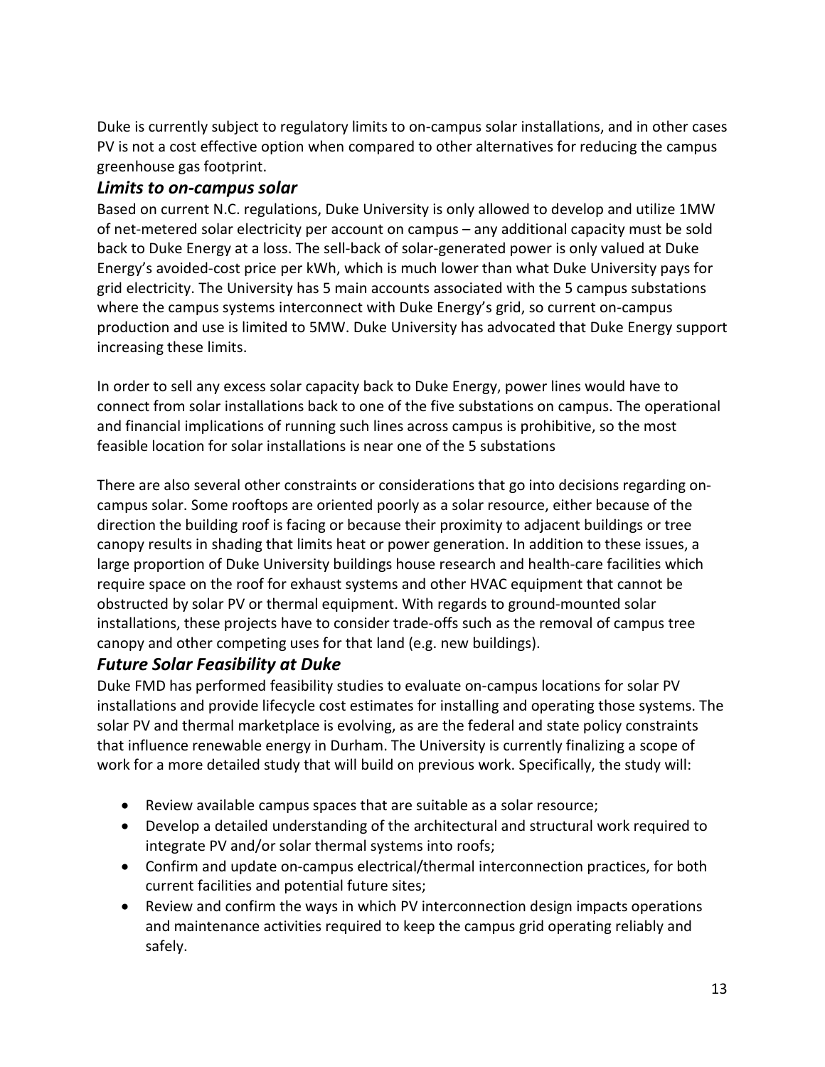Duke is currently subject to regulatory limits to on-campus solar installations, and in other cases PV is not a cost effective option when compared to other alternatives for reducing the campus greenhouse gas footprint.

### *Limits to on-campus solar*

Based on current N.C. regulations, Duke University is only allowed to develop and utilize 1MW of net-metered solar electricity per account on campus – any additional capacity must be sold back to Duke Energy at a loss. The sell-back of solar-generated power is only valued at Duke Energy's avoided-cost price per kWh, which is much lower than what Duke University pays for grid electricity. The University has 5 main accounts associated with the 5 campus substations where the campus systems interconnect with Duke Energy's grid, so current on-campus production and use is limited to 5MW. Duke University has advocated that Duke Energy support increasing these limits.

In order to sell any excess solar capacity back to Duke Energy, power lines would have to connect from solar installations back to one of the five substations on campus. The operational and financial implications of running such lines across campus is prohibitive, so the most feasible location for solar installations is near one of the 5 substations

There are also several other constraints or considerations that go into decisions regarding on-campus solar. Some rooftops are oriented poorly as a solar resource, either because of the direction the building roof is facing or because their proximity to adjacent buildings or tree canopy results in shading that limits heat or power generation. In addition to these issues, a large proportion of Duke University buildings house research and health-care facilities which require space on the roof for exhaust systems and other HVAC equipment that cannot be obstructed by solar PV or thermal equipment. With regards to ground-mounted solar installations, these projects have to consider trade-offs such as the removal of campus tree canopy and other competing uses for that land (e.g. new buildings).

### *Future Solar Feasibility at Duke*

Duke FMD has performed feasibility studies to evaluate on-campus locations for solar PV installations and provide lifecycle cost estimates for installing and operating those systems. The solar PV and thermal marketplace is evolving, as are the federal and state policy constraints that influence renewable energy in Durham. The University is currently finalizing a scope of work for a more detailed study that will build on previous work. Specifically, the study will:

- Review available campus spaces that are suitable as a solar resource;
- Develop a detailed understanding of the architectural and structural work required to integrate PV and/or solar thermal systems into roofs;
- Confirm and update on-campus electrical/thermal interconnection practices, for both current facilities and potential future sites;
- Review and confirm the ways in which PV interconnection design impacts operations and maintenance activities required to keep the campus grid operating reliably and safely.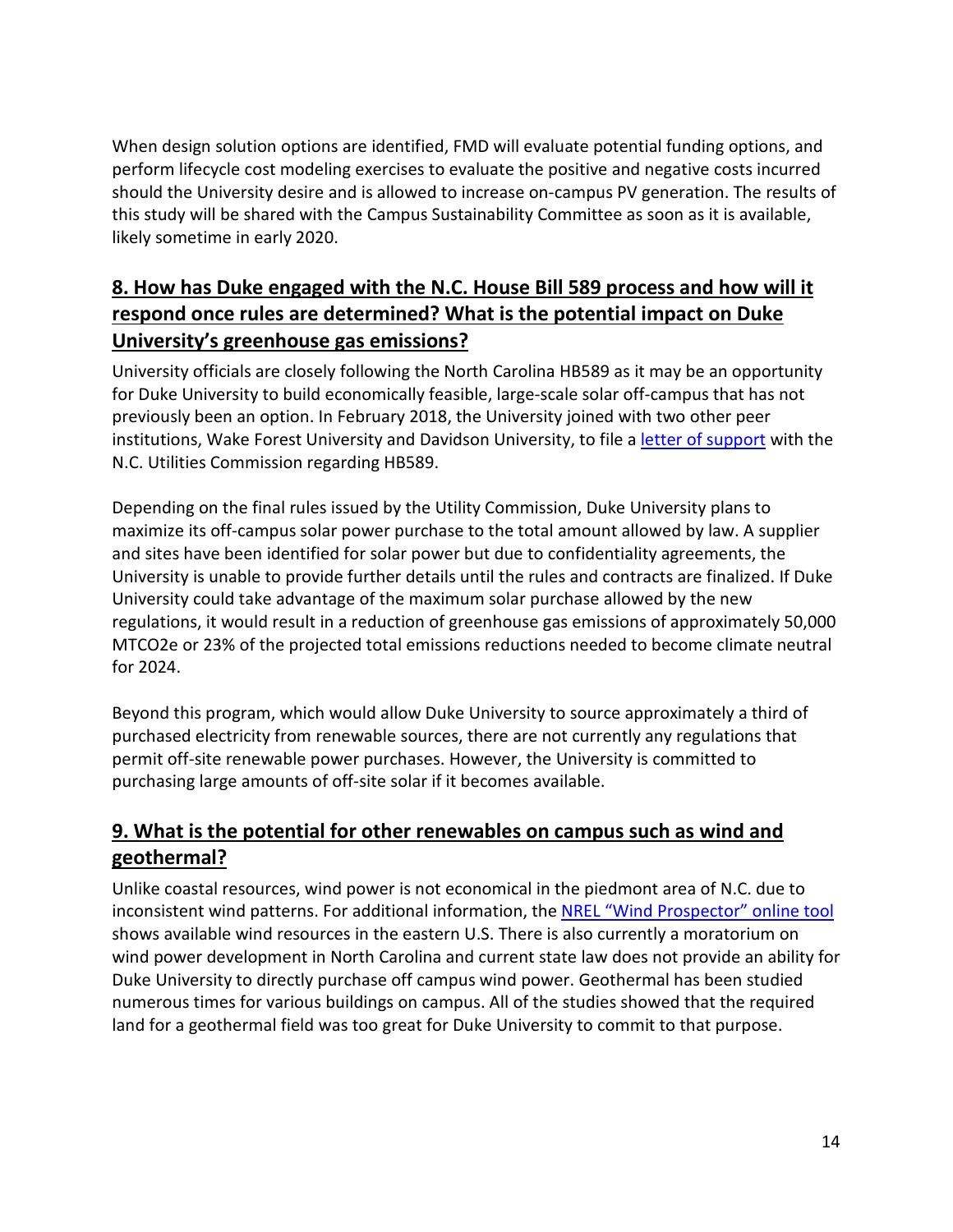When design solution options are identified, FMD will evaluate potential funding options, and perform lifecycle cost modeling exercises to evaluate the positive and negative costs incurred should the University desire and is allowed to increase on-campus PV generation. The results of this study will be shared with the Campus Sustainability Committee as soon as it is available, likely sometime in early 2020.

## 8. How has Duke engaged with the N.C. House Bill 589 process and how will it respond once rules are determined? What is the potential impact on Duke University's greenhouse gas emissions?

University officials are closely following the North Carolina HB589 as it may be an opportunity for Duke University to build economically feasible, large-scale solar off-campus that has not previously been an option. In February 2018, the University joined with two other peer institutions, Wake Forest University and Davidson University, to file a letter of support with the N.C. Utilities Commission regarding HB589.

Depending on the final rules issued by the Utility Commission, Duke University plans to maximize its off-campus solar power purchase to the total amount allowed by law. A supplier and sites have been identified for solar power but due to confidentiality agreements, the University is unable to provide further details until the rules and contracts are finalized. If Duke University could take advantage of the maximum solar purchase allowed by the new regulations, it would result in a reduction of greenhouse gas emissions of approximately 50,000 MTCO2e or 23% of the projected total emissions reductions needed to become climate neutral for 2024.

Beyond this program, which would allow Duke University to source approximately a third of purchased electricity from renewable sources, there are not currently any regulations that permit off-site renewable power purchases. However, the University is committed to purchasing large amounts of off-site solar if it becomes available.

## 9. What is the potential for other renewables on campus such as wind and geothermal?

Unlike coastal resources, wind power is not economical in the piedmont area of N.C. due to inconsistent wind patterns. For additional information, the NREL "Wind Prospector" online tool shows available wind resources in the eastern U.S. There is also currently a moratorium on wind power development in North Carolina and current state law does not provide an ability for Duke University to directly purchase off campus wind power. Geothermal has been studied numerous times for various buildings on campus. All of the studies showed that the required land for a geothermal field was too great for Duke University to commit to that purpose.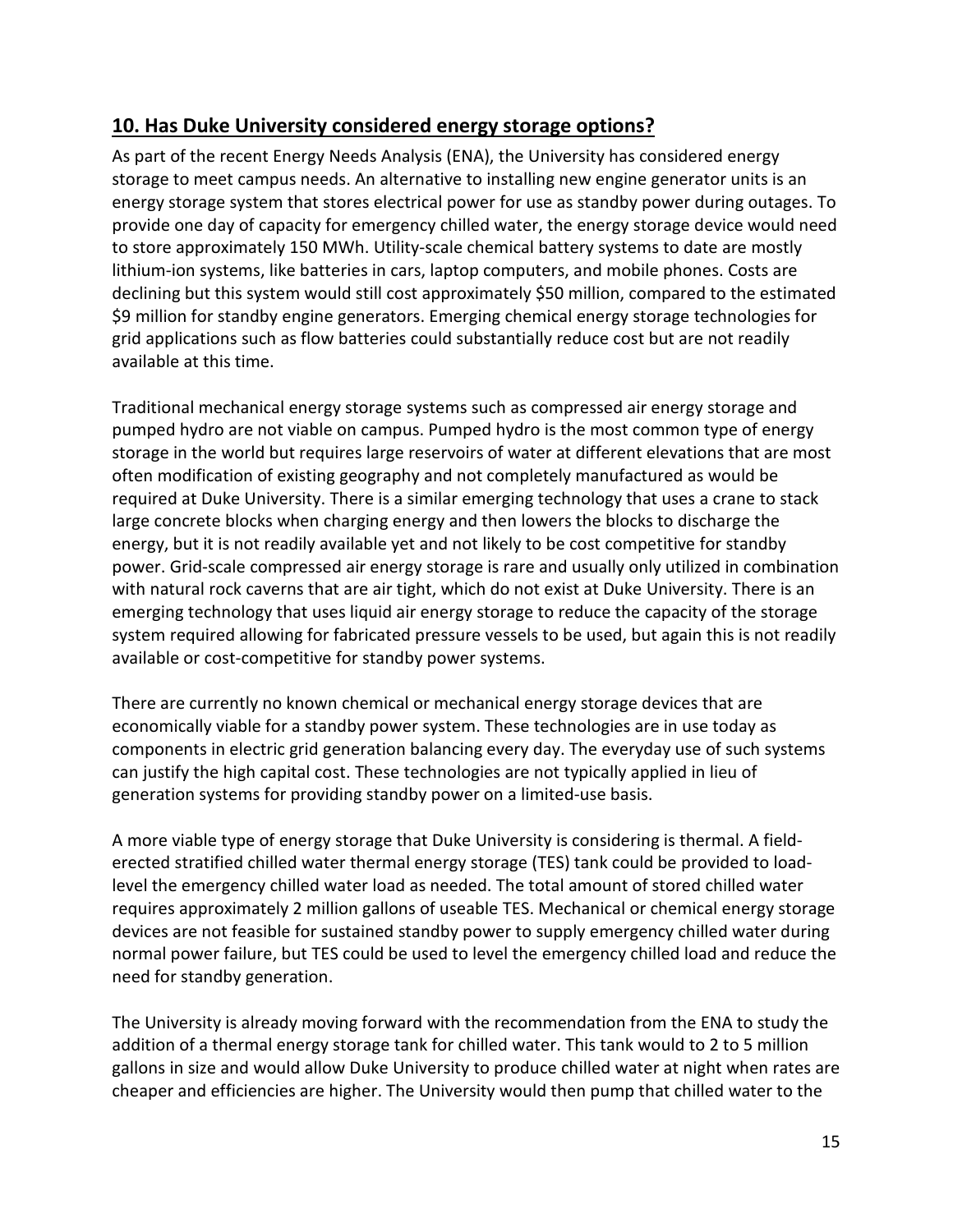## 10. Has Duke University considered energy storage options?

As part of the recent Energy Needs Analysis (ENA), the University has considered energy storage to meet campus needs. An alternative to installing new engine generator units is an energy storage system that stores electrical power for use as standby power during outages. To provide one day of capacity for emergency chilled water, the energy storage device would need to store approximately 150 MWh. Utility-scale chemical battery systems to date are mostly lithium-ion systems, like batteries in cars, laptop computers, and mobile phones. Costs are declining but this system would still cost approximately $50 million, compared to the estimated $9 million for standby engine generators. Emerging chemical energy storage technologies for grid applications such as flow batteries could substantially reduce cost but are not readily available at this time.

Traditional mechanical energy storage systems such as compressed air energy storage and pumped hydro are not viable on campus. Pumped hydro is the most common type of energy storage in the world but requires large reservoirs of water at different elevations that are most often modification of existing geography and not completely manufactured as would be required at Duke University. There is a similar emerging technology that uses a crane to stack large concrete blocks when charging energy and then lowers the blocks to discharge the energy, but it is not readily available yet and not likely to be cost competitive for standby power. Grid-scale compressed air energy storage is rare and usually only utilized in combination with natural rock caverns that are air tight, which do not exist at Duke University. There is an emerging technology that uses liquid air energy storage to reduce the capacity of the storage system required allowing for fabricated pressure vessels to be used, but again this is not readily available or cost-competitive for standby power systems.

There are currently no known chemical or mechanical energy storage devices that are economically viable for a standby power system. These technologies are in use today as components in electric grid generation balancing every day. The everyday use of such systems can justify the high capital cost. These technologies are not typically applied in lieu of generation systems for providing standby power on a limited-use basis.

A more viable type of energy storage that Duke University is considering is thermal. A field-erected stratified chilled water thermal energy storage (TES) tank could be provided to load-level the emergency chilled water load as needed. The total amount of stored chilled water requires approximately 2 million gallons of useable TES. Mechanical or chemical energy storage devices are not feasible for sustained standby power to supply emergency chilled water during normal power failure, but TES could be used to level the emergency chilled load and reduce the need for standby generation.

The University is already moving forward with the recommendation from the ENA to study the addition of a thermal energy storage tank for chilled water. This tank would to 2 to 5 million gallons in size and would allow Duke University to produce chilled water at night when rates are cheaper and efficiencies are higher. The University would then pump that chilled water to the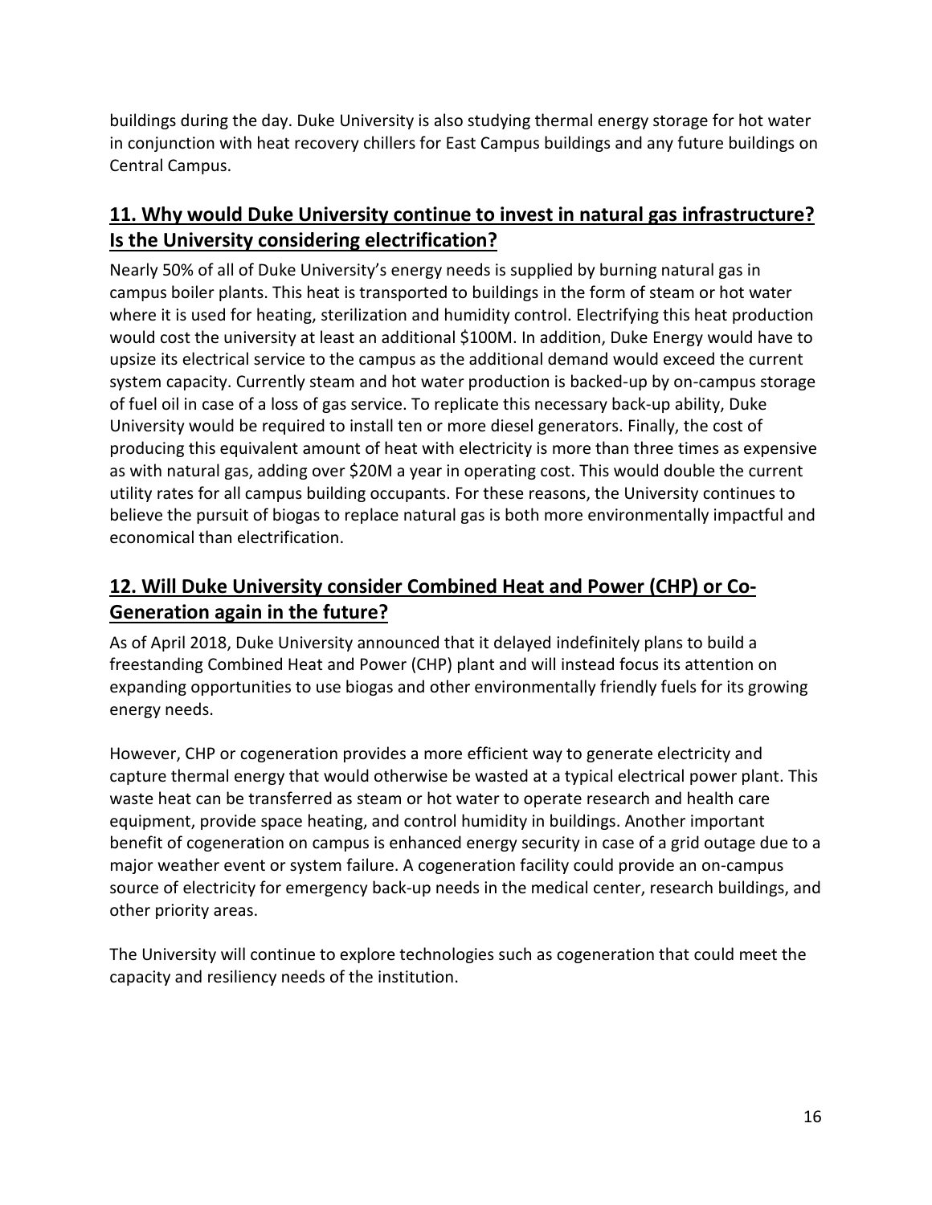buildings during the day. Duke University is also studying thermal energy storage for hot water in conjunction with heat recovery chillers for East Campus buildings and any future buildings on Central Campus.

## 11. Why would Duke University continue to invest in natural gas infrastructure? Is the University considering electrification?

Nearly 50% of all of Duke University's energy needs is supplied by burning natural gas in campus boiler plants. This heat is transported to buildings in the form of steam or hot water where it is used for heating, sterilization and humidity control. Electrifying this heat production would cost the university at least an additional $100M. In addition, Duke Energy would have to upsize its electrical service to the campus as the additional demand would exceed the current system capacity. Currently steam and hot water production is backed-up by on-campus storage of fuel oil in case of a loss of gas service. To replicate this necessary back-up ability, Duke University would be required to install ten or more diesel generators. Finally, the cost of producing this equivalent amount of heat with electricity is more than three times as expensive as with natural gas, adding over $20M a year in operating cost. This would double the current utility rates for all campus building occupants. For these reasons, the University continues to believe the pursuit of biogas to replace natural gas is both more environmentally impactful and economical than electrification.

## 12. Will Duke University consider Combined Heat and Power (CHP) or Co-Generation again in the future?

As of April 2018, Duke University announced that it delayed indefinitely plans to build a freestanding Combined Heat and Power (CHP) plant and will instead focus its attention on expanding opportunities to use biogas and other environmentally friendly fuels for its growing energy needs.

However, CHP or cogeneration provides a more efficient way to generate electricity and capture thermal energy that would otherwise be wasted at a typical electrical power plant. This waste heat can be transferred as steam or hot water to operate research and health care equipment, provide space heating, and control humidity in buildings. Another important benefit of cogeneration on campus is enhanced energy security in case of a grid outage due to a major weather event or system failure. A cogeneration facility could provide an on-campus source of electricity for emergency back-up needs in the medical center, research buildings, and other priority areas.

The University will continue to explore technologies such as cogeneration that could meet the capacity and resiliency needs of the institution.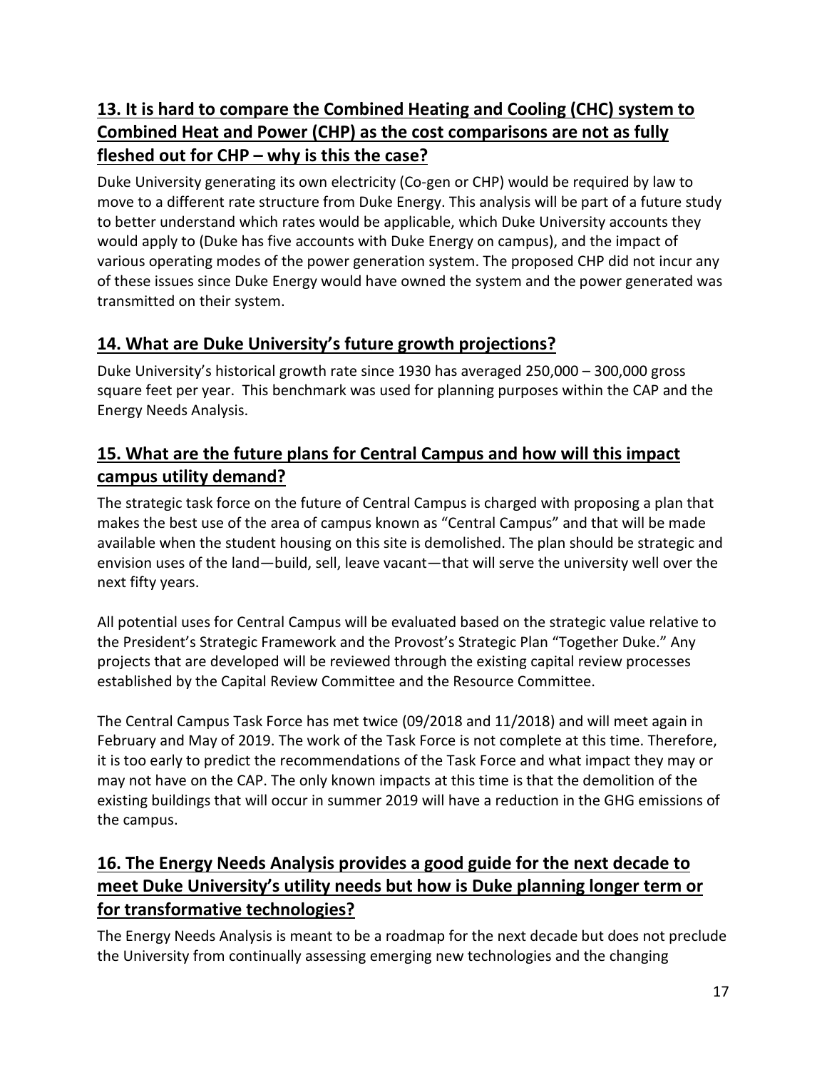## 13. It is hard to compare the Combined Heating and Cooling (CHC) system to Combined Heat and Power (CHP) as the cost comparisons are not as fully fleshed out for CHP – why is this the case?

Duke University generating its own electricity (Co-gen or CHP) would be required by law to move to a different rate structure from Duke Energy. This analysis will be part of a future study to better understand which rates would be applicable, which Duke University accounts they would apply to (Duke has five accounts with Duke Energy on campus), and the impact of various operating modes of the power generation system. The proposed CHP did not incur any of these issues since Duke Energy would have owned the system and the power generated was transmitted on their system.

## 14. What are Duke University's future growth projections?

Duke University's historical growth rate since 1930 has averaged 250,000 – 300,000 gross square feet per year. This benchmark was used for planning purposes within the CAP and the Energy Needs Analysis.

## 15. What are the future plans for Central Campus and how will this impact campus utility demand?

The strategic task force on the future of Central Campus is charged with proposing a plan that makes the best use of the area of campus known as "Central Campus" and that will be made available when the student housing on this site is demolished. The plan should be strategic and envision uses of the land—build, sell, leave vacant—that will serve the university well over the next fifty years.

All potential uses for Central Campus will be evaluated based on the strategic value relative to the President's Strategic Framework and the Provost's Strategic Plan "Together Duke." Any projects that are developed will be reviewed through the existing capital review processes established by the Capital Review Committee and the Resource Committee.

The Central Campus Task Force has met twice (09/2018 and 11/2018) and will meet again in February and May of 2019. The work of the Task Force is not complete at this time. Therefore, it is too early to predict the recommendations of the Task Force and what impact they may or may not have on the CAP. The only known impacts at this time is that the demolition of the existing buildings that will occur in summer 2019 will have a reduction in the GHG emissions of the campus.

## 16. The Energy Needs Analysis provides a good guide for the next decade to meet Duke University's utility needs but how is Duke planning longer term or for transformative technologies?

The Energy Needs Analysis is meant to be a roadmap for the next decade but does not preclude the University from continually assessing emerging new technologies and the changing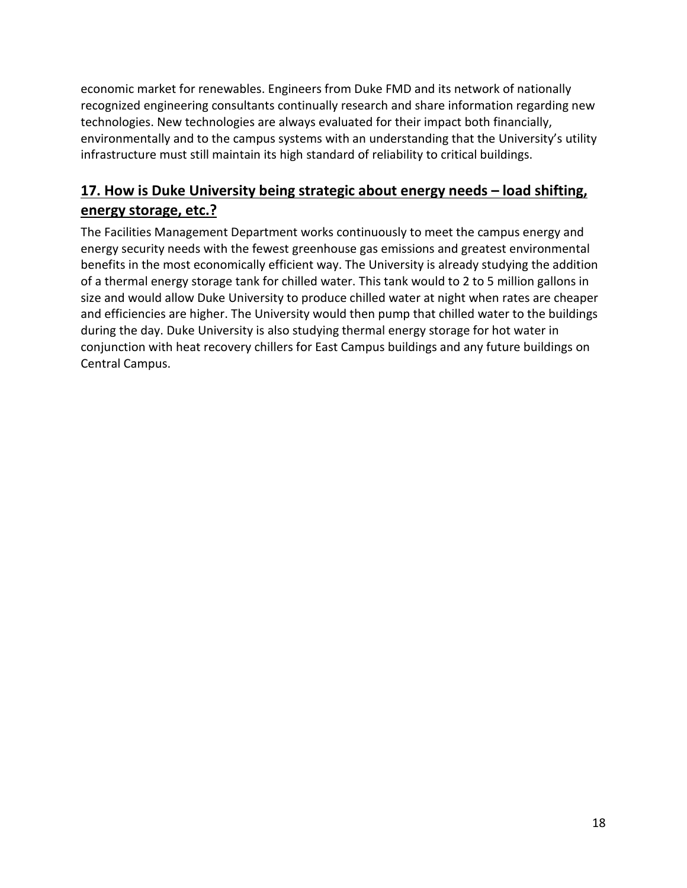economic market for renewables. Engineers from Duke FMD and its network of nationally recognized engineering consultants continually research and share information regarding new technologies. New technologies are always evaluated for their impact both financially, environmentally and to the campus systems with an understanding that the University's utility infrastructure must still maintain its high standard of reliability to critical buildings.

## 17. How is Duke University being strategic about energy needs – load shifting, energy storage, etc.?

The Facilities Management Department works continuously to meet the campus energy and energy security needs with the fewest greenhouse gas emissions and greatest environmental benefits in the most economically efficient way. The University is already studying the addition of a thermal energy storage tank for chilled water. This tank would to 2 to 5 million gallons in size and would allow Duke University to produce chilled water at night when rates are cheaper and efficiencies are higher. The University would then pump that chilled water to the buildings during the day. Duke University is also studying thermal energy storage for hot water in conjunction with heat recovery chillers for East Campus buildings and any future buildings on Central Campus.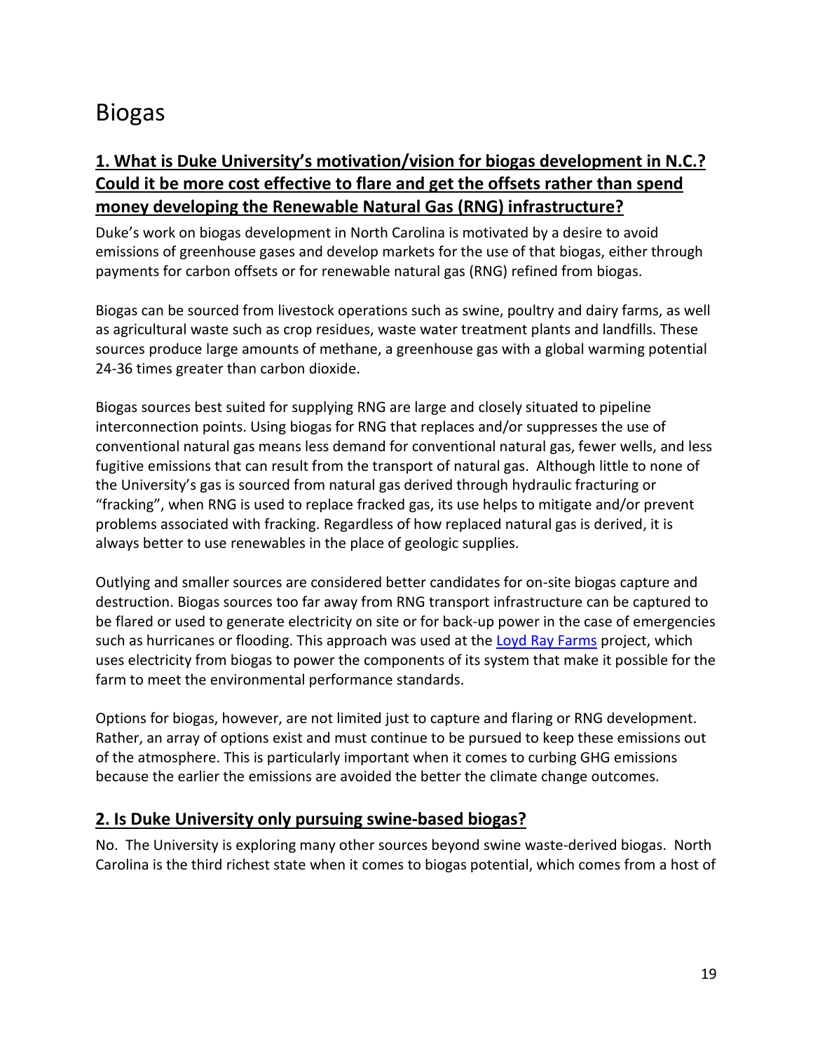# Biogas

## 1. What is Duke University's motivation/vision for biogas development in N.C.? Could it be more cost effective to flare and get the offsets rather than spend money developing the Renewable Natural Gas (RNG) infrastructure?

Duke's work on biogas development in North Carolina is motivated by a desire to avoid emissions of greenhouse gases and develop markets for the use of that biogas, either through payments for carbon offsets or for renewable natural gas (RNG) refined from biogas.

Biogas can be sourced from livestock operations such as swine, poultry and dairy farms, as well as agricultural waste such as crop residues, waste water treatment plants and landfills. These sources produce large amounts of methane, a greenhouse gas with a global warming potential 24-36 times greater than carbon dioxide.

Biogas sources best suited for supplying RNG are large and closely situated to pipeline interconnection points. Using biogas for RNG that replaces and/or suppresses the use of conventional natural gas means less demand for conventional natural gas, fewer wells, and less fugitive emissions that can result from the transport of natural gas. Although little to none of the University's gas is sourced from natural gas derived through hydraulic fracturing or "fracking", when RNG is used to replace fracked gas, its use helps to mitigate and/or prevent problems associated with fracking. Regardless of how replaced natural gas is derived, it is always better to use renewables in the place of geologic supplies.

Outlying and smaller sources are considered better candidates for on-site biogas capture and destruction. Biogas sources too far away from RNG transport infrastructure can be captured to be flared or used to generate electricity on site or for back-up power in the case of emergencies such as hurricanes or flooding. This approach was used at the Loyd Ray Farms project, which uses electricity from biogas to power the components of its system that make it possible for the farm to meet the environmental performance standards.

Options for biogas, however, are not limited just to capture and flaring or RNG development. Rather, an array of options exist and must continue to be pursued to keep these emissions out of the atmosphere. This is particularly important when it comes to curbing GHG emissions because the earlier the emissions are avoided the better the climate change outcomes.

## 2. Is Duke University only pursuing swine-based biogas?

No. The University is exploring many other sources beyond swine waste-derived biogas. North Carolina is the third richest state when it comes to biogas potential, which comes from a host of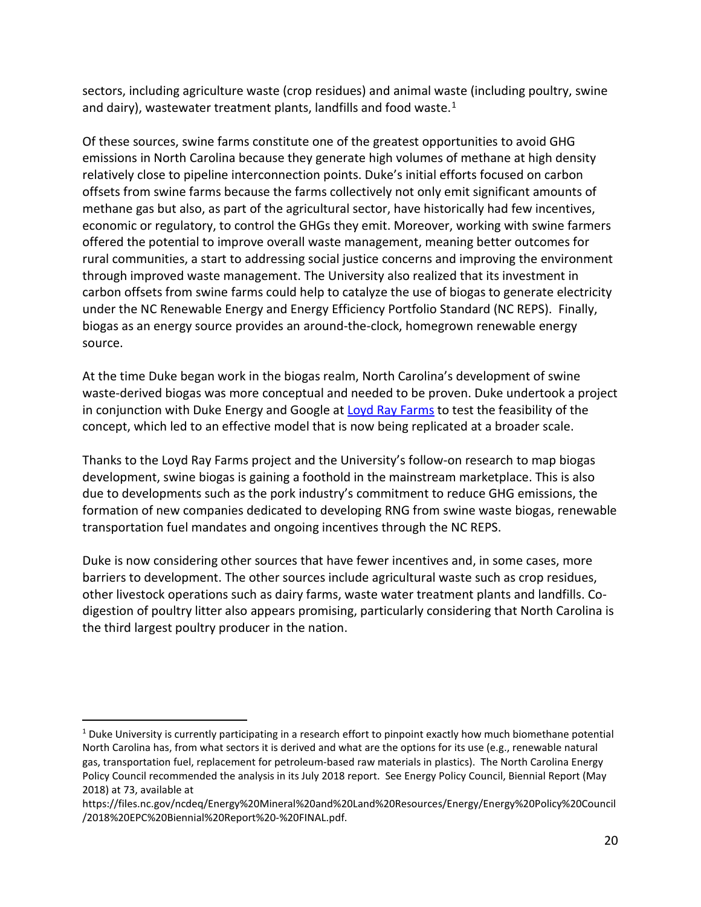sectors, including agriculture waste (crop residues) and animal waste (including poultry, swine and dairy), wastewater treatment plants, landfills and food waste.[1]

Of these sources, swine farms constitute one of the greatest opportunities to avoid GHG emissions in North Carolina because they generate high volumes of methane at high density relatively close to pipeline interconnection points. Duke's initial efforts focused on carbon offsets from swine farms because the farms collectively not only emit significant amounts of methane gas but also, as part of the agricultural sector, have historically had few incentives, economic or regulatory, to control the GHGs they emit. Moreover, working with swine farmers offered the potential to improve overall waste management, meaning better outcomes for rural communities, a start to addressing social justice concerns and improving the environment through improved waste management. The University also realized that its investment in carbon offsets from swine farms could help to catalyze the use of biogas to generate electricity under the NC Renewable Energy and Energy Efficiency Portfolio Standard (NC REPS). Finally, biogas as an energy source provides an around-the-clock, homegrown renewable energy source.

At the time Duke began work in the biogas realm, North Carolina's development of swine waste-derived biogas was more conceptual and needed to be proven. Duke undertook a project in conjunction with Duke Energy and Google at Loyd Ray Farms to test the feasibility of the concept, which led to an effective model that is now being replicated at a broader scale.

Thanks to the Loyd Ray Farms project and the University's follow-on research to map biogas development, swine biogas is gaining a foothold in the mainstream marketplace. This is also due to developments such as the pork industry's commitment to reduce GHG emissions, the formation of new companies dedicated to developing RNG from swine waste biogas, renewable transportation fuel mandates and ongoing incentives through the NC REPS.

Duke is now considering other sources that have fewer incentives and, in some cases, more barriers to development. The other sources include agricultural waste such as crop residues, other livestock operations such as dairy farms, waste water treatment plants and landfills. Co-digestion of poultry litter also appears promising, particularly considering that North Carolina is the third largest poultry producer in the nation.

---

[1] Duke University is currently participating in a research effort to pinpoint exactly how much biomethane potential North Carolina has, from what sectors it is derived and what are the options for its use (e.g., renewable natural gas, transportation fuel, replacement for petroleum-based raw materials in plastics). The North Carolina Energy Policy Council recommended the analysis in its July 2018 report. See Energy Policy Council, Biennial Report (May 2018) at 73, available at https://files.nc.gov/ncdeq/Energy%20Mineral%20and%20Land%20Resources/Energy/Energy%20Policy%20Council/2018%20EPC%20Biennial%20Report%20-%20FINAL.pdf.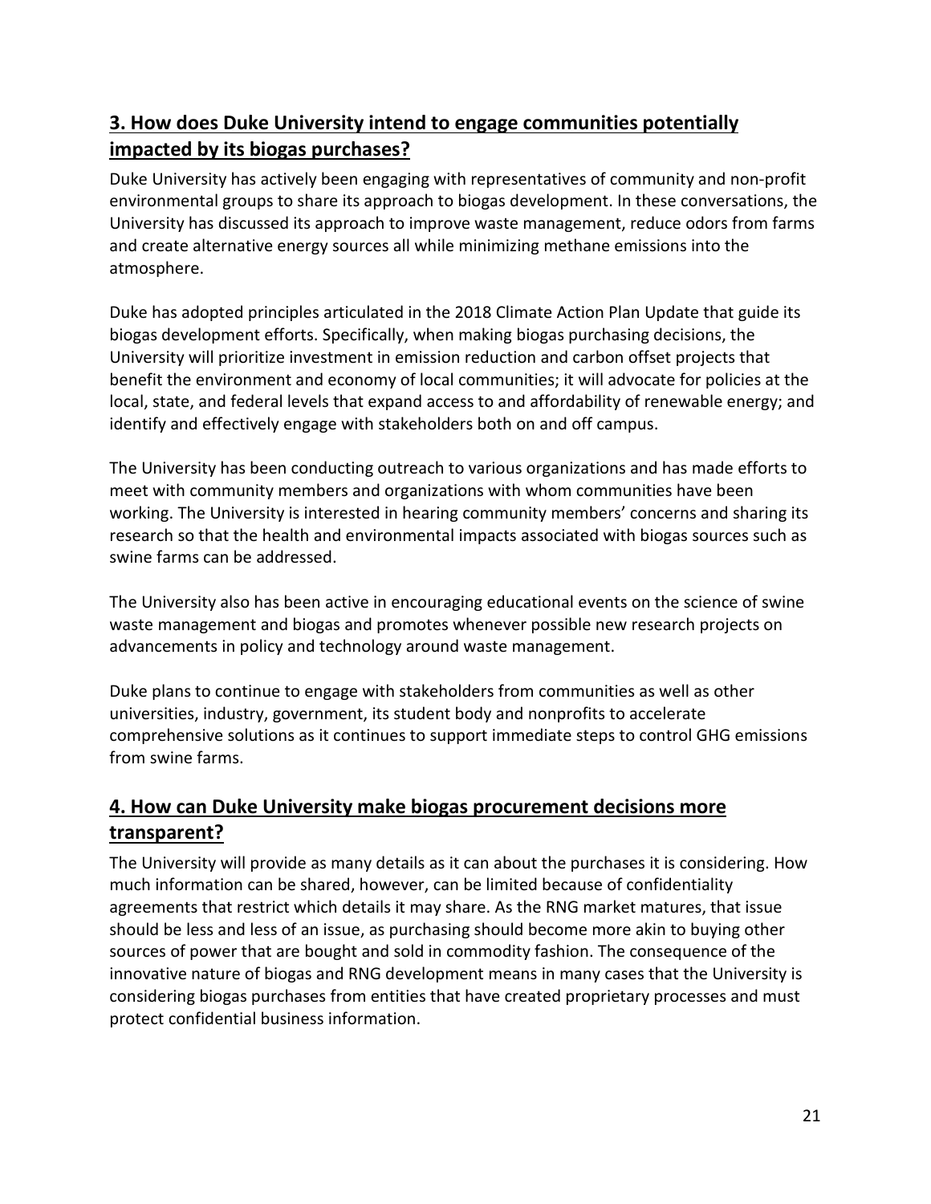## 3. How does Duke University intend to engage communities potentially impacted by its biogas purchases?

Duke University has actively been engaging with representatives of community and non-profit environmental groups to share its approach to biogas development. In these conversations, the University has discussed its approach to improve waste management, reduce odors from farms and create alternative energy sources all while minimizing methane emissions into the atmosphere.

Duke has adopted principles articulated in the 2018 Climate Action Plan Update that guide its biogas development efforts. Specifically, when making biogas purchasing decisions, the University will prioritize investment in emission reduction and carbon offset projects that benefit the environment and economy of local communities; it will advocate for policies at the local, state, and federal levels that expand access to and affordability of renewable energy; and identify and effectively engage with stakeholders both on and off campus.

The University has been conducting outreach to various organizations and has made efforts to meet with community members and organizations with whom communities have been working. The University is interested in hearing community members' concerns and sharing its research so that the health and environmental impacts associated with biogas sources such as swine farms can be addressed.

The University also has been active in encouraging educational events on the science of swine waste management and biogas and promotes whenever possible new research projects on advancements in policy and technology around waste management.

Duke plans to continue to engage with stakeholders from communities as well as other universities, industry, government, its student body and nonprofits to accelerate comprehensive solutions as it continues to support immediate steps to control GHG emissions from swine farms.

## 4. How can Duke University make biogas procurement decisions more transparent?

The University will provide as many details as it can about the purchases it is considering. How much information can be shared, however, can be limited because of confidentiality agreements that restrict which details it may share. As the RNG market matures, that issue should be less and less of an issue, as purchasing should become more akin to buying other sources of power that are bought and sold in commodity fashion. The consequence of the innovative nature of biogas and RNG development means in many cases that the University is considering biogas purchases from entities that have created proprietary processes and must protect confidential business information.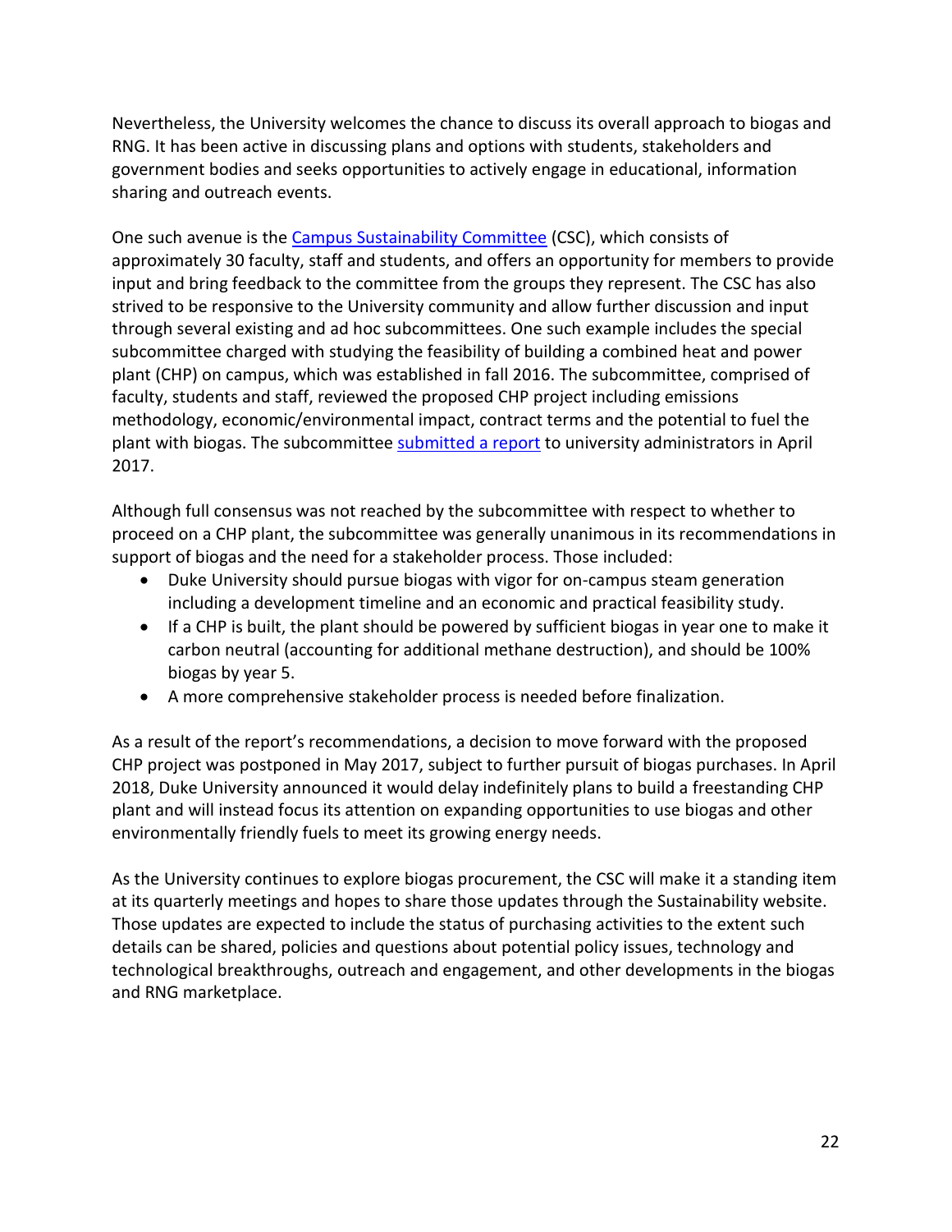Nevertheless, the University welcomes the chance to discuss its overall approach to biogas and RNG. It has been active in discussing plans and options with students, stakeholders and government bodies and seeks opportunities to actively engage in educational, information sharing and outreach events.

One such avenue is the Campus Sustainability Committee (CSC), which consists of approximately 30 faculty, staff and students, and offers an opportunity for members to provide input and bring feedback to the committee from the groups they represent. The CSC has also strived to be responsive to the University community and allow further discussion and input through several existing and ad hoc subcommittees. One such example includes the special subcommittee charged with studying the feasibility of building a combined heat and power plant (CHP) on campus, which was established in fall 2016. The subcommittee, comprised of faculty, students and staff, reviewed the proposed CHP project including emissions methodology, economic/environmental impact, contract terms and the potential to fuel the plant with biogas. The subcommittee submitted a report to university administrators in April 2017.

Although full consensus was not reached by the subcommittee with respect to whether to proceed on a CHP plant, the subcommittee was generally unanimous in its recommendations in support of biogas and the need for a stakeholder process. Those included:

- Duke University should pursue biogas with vigor for on-campus steam generation including a development timeline and an economic and practical feasibility study.
- If a CHP is built, the plant should be powered by sufficient biogas in year one to make it carbon neutral (accounting for additional methane destruction), and should be 100% biogas by year 5.
- A more comprehensive stakeholder process is needed before finalization.

As a result of the report's recommendations, a decision to move forward with the proposed CHP project was postponed in May 2017, subject to further pursuit of biogas purchases. In April 2018, Duke University announced it would delay indefinitely plans to build a freestanding CHP plant and will instead focus its attention on expanding opportunities to use biogas and other environmentally friendly fuels to meet its growing energy needs.

As the University continues to explore biogas procurement, the CSC will make it a standing item at its quarterly meetings and hopes to share those updates through the Sustainability website. Those updates are expected to include the status of purchasing activities to the extent such details can be shared, policies and questions about potential policy issues, technology and technological breakthroughs, outreach and engagement, and other developments in the biogas and RNG marketplace.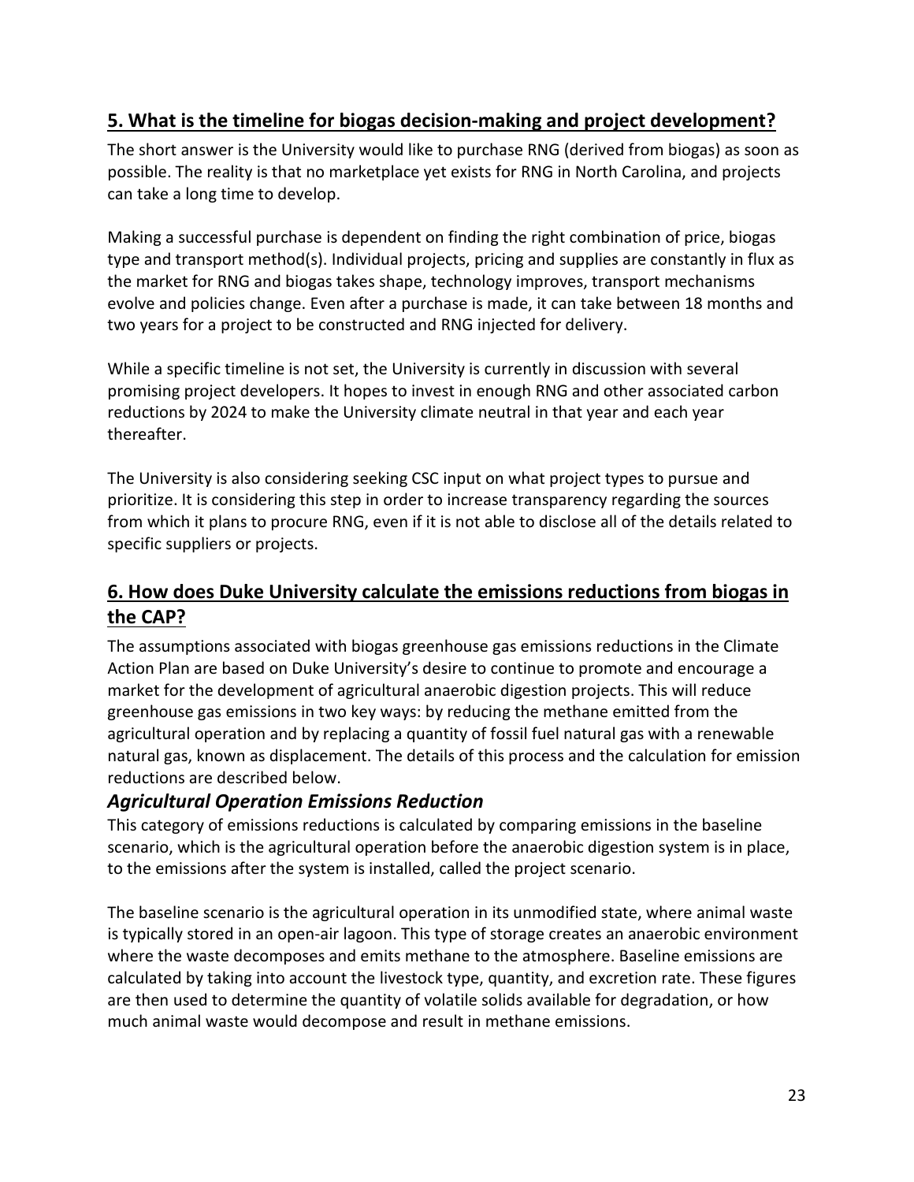## 5. What is the timeline for biogas decision-making and project development?

The short answer is the University would like to purchase RNG (derived from biogas) as soon as possible. The reality is that no marketplace yet exists for RNG in North Carolina, and projects can take a long time to develop.

Making a successful purchase is dependent on finding the right combination of price, biogas type and transport method(s). Individual projects, pricing and supplies are constantly in flux as the market for RNG and biogas takes shape, technology improves, transport mechanisms evolve and policies change. Even after a purchase is made, it can take between 18 months and two years for a project to be constructed and RNG injected for delivery.

While a specific timeline is not set, the University is currently in discussion with several promising project developers. It hopes to invest in enough RNG and other associated carbon reductions by 2024 to make the University climate neutral in that year and each year thereafter.

The University is also considering seeking CSC input on what project types to pursue and prioritize. It is considering this step in order to increase transparency regarding the sources from which it plans to procure RNG, even if it is not able to disclose all of the details related to specific suppliers or projects.

## 6. How does Duke University calculate the emissions reductions from biogas in the CAP?

The assumptions associated with biogas greenhouse gas emissions reductions in the Climate Action Plan are based on Duke University's desire to continue to promote and encourage a market for the development of agricultural anaerobic digestion projects. This will reduce greenhouse gas emissions in two key ways: by reducing the methane emitted from the agricultural operation and by replacing a quantity of fossil fuel natural gas with a renewable natural gas, known as displacement. The details of this process and the calculation for emission reductions are described below.

### *Agricultural Operation Emissions Reduction*

This category of emissions reductions is calculated by comparing emissions in the baseline scenario, which is the agricultural operation before the anaerobic digestion system is in place, to the emissions after the system is installed, called the project scenario.

The baseline scenario is the agricultural operation in its unmodified state, where animal waste is typically stored in an open-air lagoon. This type of storage creates an anaerobic environment where the waste decomposes and emits methane to the atmosphere. Baseline emissions are calculated by taking into account the livestock type, quantity, and excretion rate. These figures are then used to determine the quantity of volatile solids available for degradation, or how much animal waste would decompose and result in methane emissions.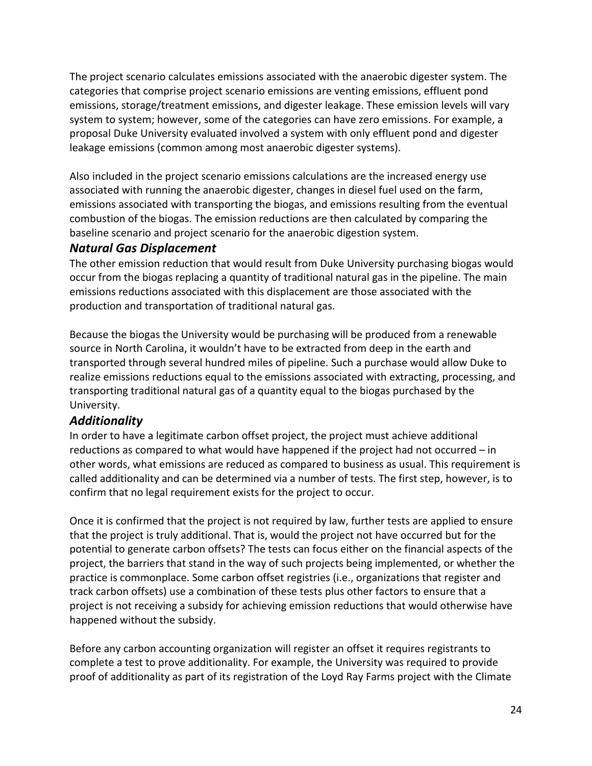The project scenario calculates emissions associated with the anaerobic digester system. The categories that comprise project scenario emissions are venting emissions, effluent pond emissions, storage/treatment emissions, and digester leakage. These emission levels will vary system to system; however, some of the categories can have zero emissions. For example, a proposal Duke University evaluated involved a system with only effluent pond and digester leakage emissions (common among most anaerobic digester systems).

Also included in the project scenario emissions calculations are the increased energy use associated with running the anaerobic digester, changes in diesel fuel used on the farm, emissions associated with transporting the biogas, and emissions resulting from the eventual combustion of the biogas. The emission reductions are then calculated by comparing the baseline scenario and project scenario for the anaerobic digestion system.

### *Natural Gas Displacement*

The other emission reduction that would result from Duke University purchasing biogas would occur from the biogas replacing a quantity of traditional natural gas in the pipeline. The main emissions reductions associated with this displacement are those associated with the production and transportation of traditional natural gas.

Because the biogas the University would be purchasing will be produced from a renewable source in North Carolina, it wouldn't have to be extracted from deep in the earth and transported through several hundred miles of pipeline. Such a purchase would allow Duke to realize emissions reductions equal to the emissions associated with extracting, processing, and transporting traditional natural gas of a quantity equal to the biogas purchased by the University.

### *Additionality*

In order to have a legitimate carbon offset project, the project must achieve additional reductions as compared to what would have happened if the project had not occurred – in other words, what emissions are reduced as compared to business as usual. This requirement is called additionality and can be determined via a number of tests. The first step, however, is to confirm that no legal requirement exists for the project to occur.

Once it is confirmed that the project is not required by law, further tests are applied to ensure that the project is truly additional. That is, would the project not have occurred but for the potential to generate carbon offsets? The tests can focus either on the financial aspects of the project, the barriers that stand in the way of such projects being implemented, or whether the practice is commonplace. Some carbon offset registries (i.e., organizations that register and track carbon offsets) use a combination of these tests plus other factors to ensure that a project is not receiving a subsidy for achieving emission reductions that would otherwise have happened without the subsidy.

Before any carbon accounting organization will register an offset it requires registrants to complete a test to prove additionality. For example, the University was required to provide proof of additionality as part of its registration of the Loyd Ray Farms project with the Climate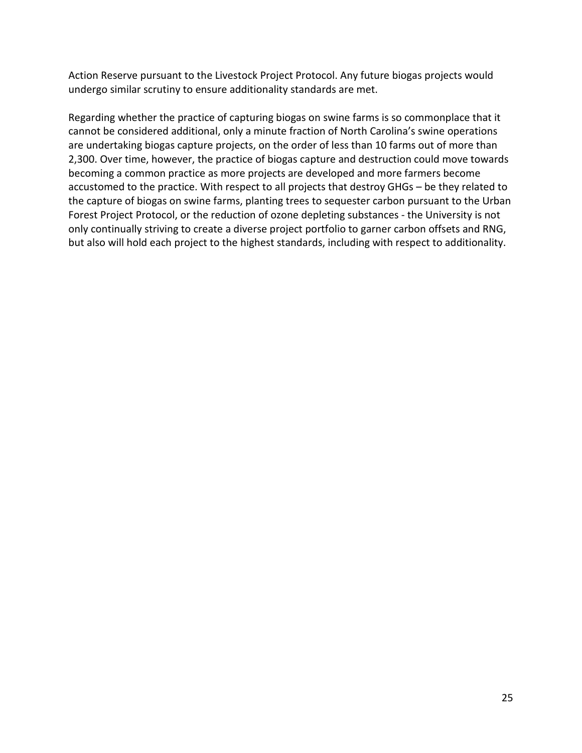Action Reserve pursuant to the Livestock Project Protocol. Any future biogas projects would undergo similar scrutiny to ensure additionality standards are met.

Regarding whether the practice of capturing biogas on swine farms is so commonplace that it cannot be considered additional, only a minute fraction of North Carolina's swine operations are undertaking biogas capture projects, on the order of less than 10 farms out of more than 2,300. Over time, however, the practice of biogas capture and destruction could move towards becoming a common practice as more projects are developed and more farmers become accustomed to the practice. With respect to all projects that destroy GHGs – be they related to the capture of biogas on swine farms, planting trees to sequester carbon pursuant to the Urban Forest Project Protocol, or the reduction of ozone depleting substances - the University is not only continually striving to create a diverse project portfolio to garner carbon offsets and RNG, but also will hold each project to the highest standards, including with respect to additionality.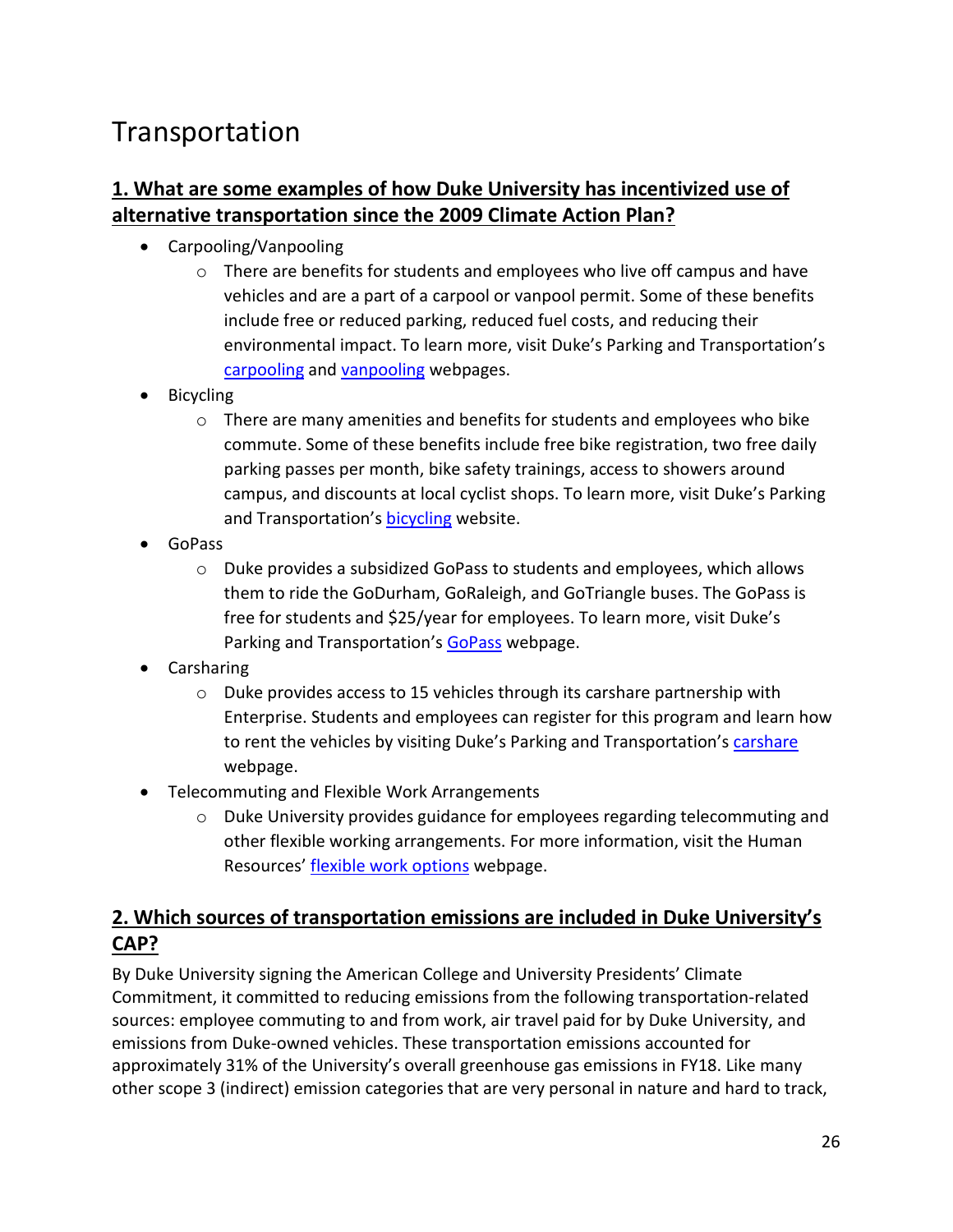# Transportation

## 1. What are some examples of how Duke University has incentivized use of alternative transportation since the 2009 Climate Action Plan?

- Carpooling/Vanpooling
  - There are benefits for students and employees who live off campus and have vehicles and are a part of a carpool or vanpool permit. Some of these benefits include free or reduced parking, reduced fuel costs, and reducing their environmental impact. To learn more, visit Duke's Parking and Transportation's carpooling and vanpooling webpages.
- Bicycling
  - There are many amenities and benefits for students and employees who bike commute. Some of these benefits include free bike registration, two free daily parking passes per month, bike safety trainings, access to showers around campus, and discounts at local cyclist shops. To learn more, visit Duke's Parking and Transportation's bicycling website.
- GoPass
  - Duke provides a subsidized GoPass to students and employees, which allows them to ride the GoDurham, GoRaleigh, and GoTriangle buses. The GoPass is free for students and $25/year for employees. To learn more, visit Duke's Parking and Transportation's GoPass webpage.
- Carsharing
  - Duke provides access to 15 vehicles through its carshare partnership with Enterprise. Students and employees can register for this program and learn how to rent the vehicles by visiting Duke's Parking and Transportation's carshare webpage.
- Telecommuting and Flexible Work Arrangements
  - Duke University provides guidance for employees regarding telecommuting and other flexible working arrangements. For more information, visit the Human Resources' flexible work options webpage.

## 2. Which sources of transportation emissions are included in Duke University's CAP?

By Duke University signing the American College and University Presidents' Climate Commitment, it committed to reducing emissions from the following transportation-related sources: employee commuting to and from work, air travel paid for by Duke University, and emissions from Duke-owned vehicles. These transportation emissions accounted for approximately 31% of the University's overall greenhouse gas emissions in FY18. Like many other scope 3 (indirect) emission categories that are very personal in nature and hard to track,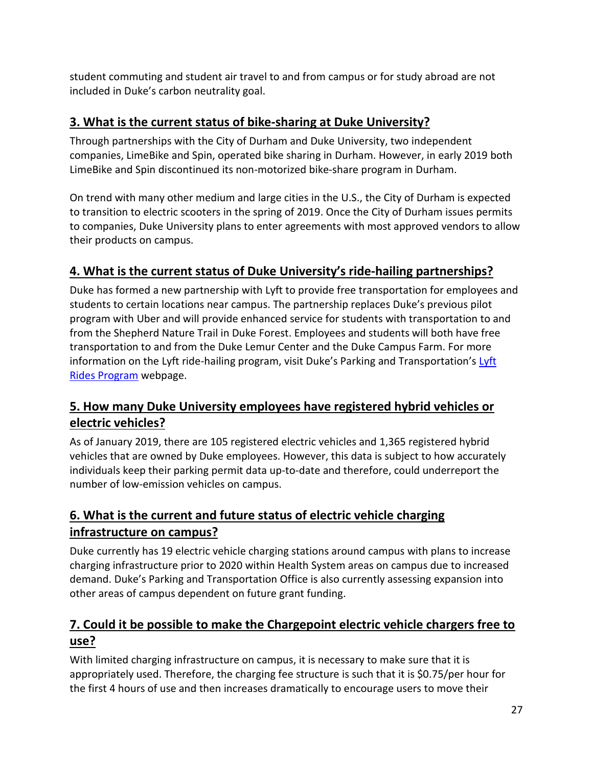student commuting and student air travel to and from campus or for study abroad are not included in Duke's carbon neutrality goal.

## 3. What is the current status of bike-sharing at Duke University?

Through partnerships with the City of Durham and Duke University, two independent companies, LimeBike and Spin, operated bike sharing in Durham. However, in early 2019 both LimeBike and Spin discontinued its non-motorized bike-share program in Durham.

On trend with many other medium and large cities in the U.S., the City of Durham is expected to transition to electric scooters in the spring of 2019. Once the City of Durham issues permits to companies, Duke University plans to enter agreements with most approved vendors to allow their products on campus.

## 4. What is the current status of Duke University's ride-hailing partnerships?

Duke has formed a new partnership with Lyft to provide free transportation for employees and students to certain locations near campus. The partnership replaces Duke's previous pilot program with Uber and will provide enhanced service for students with transportation to and from the Shepherd Nature Trail in Duke Forest. Employees and students will both have free transportation to and from the Duke Lemur Center and the Duke Campus Farm. For more information on the Lyft ride-hailing program, visit Duke's Parking and Transportation's Lyft Rides Program webpage.

## 5. How many Duke University employees have registered hybrid vehicles or electric vehicles?

As of January 2019, there are 105 registered electric vehicles and 1,365 registered hybrid vehicles that are owned by Duke employees. However, this data is subject to how accurately individuals keep their parking permit data up-to-date and therefore, could underreport the number of low-emission vehicles on campus.

## 6. What is the current and future status of electric vehicle charging infrastructure on campus?

Duke currently has 19 electric vehicle charging stations around campus with plans to increase charging infrastructure prior to 2020 within Health System areas on campus due to increased demand. Duke's Parking and Transportation Office is also currently assessing expansion into other areas of campus dependent on future grant funding.

## 7. Could it be possible to make the Chargepoint electric vehicle chargers free to use?

With limited charging infrastructure on campus, it is necessary to make sure that it is appropriately used. Therefore, the charging fee structure is such that it is $0.75/per hour for the first 4 hours of use and then increases dramatically to encourage users to move their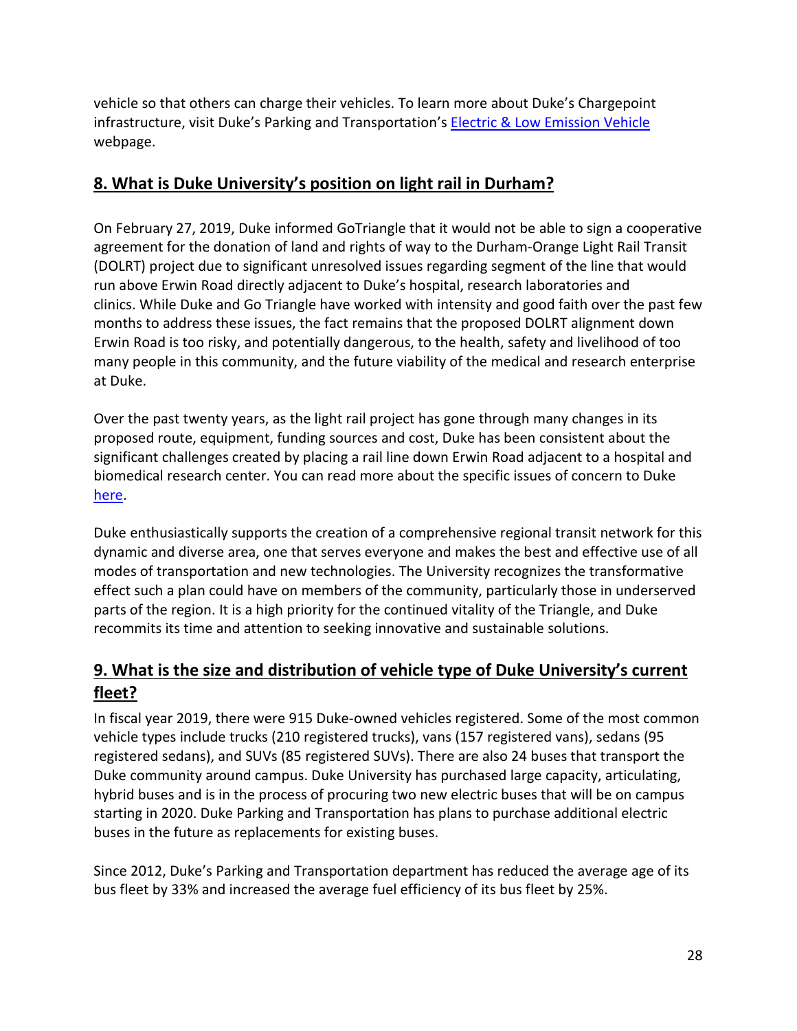vehicle so that others can charge their vehicles. To learn more about Duke's Chargepoint infrastructure, visit Duke's Parking and Transportation's [Electric & Low Emission Vehicle]() webpage.

## 8. What is Duke University's position on light rail in Durham?

On February 27, 2019, Duke informed GoTriangle that it would not be able to sign a cooperative agreement for the donation of land and rights of way to the Durham-Orange Light Rail Transit (DOLRT) project due to significant unresolved issues regarding segment of the line that would run above Erwin Road directly adjacent to Duke's hospital, research laboratories and clinics. While Duke and Go Triangle have worked with intensity and good faith over the past few months to address these issues, the fact remains that the proposed DOLRT alignment down Erwin Road is too risky, and potentially dangerous, to the health, safety and livelihood of too many people in this community, and the future viability of the medical and research enterprise at Duke.

Over the past twenty years, as the light rail project has gone through many changes in its proposed route, equipment, funding sources and cost, Duke has been consistent about the significant challenges created by placing a rail line down Erwin Road adjacent to a hospital and biomedical research center. You can read more about the specific issues of concern to Duke [here]().

Duke enthusiastically supports the creation of a comprehensive regional transit network for this dynamic and diverse area, one that serves everyone and makes the best and effective use of all modes of transportation and new technologies. The University recognizes the transformative effect such a plan could have on members of the community, particularly those in underserved parts of the region. It is a high priority for the continued vitality of the Triangle, and Duke recommits its time and attention to seeking innovative and sustainable solutions.

## 9. What is the size and distribution of vehicle type of Duke University's current fleet?

In fiscal year 2019, there were 915 Duke-owned vehicles registered. Some of the most common vehicle types include trucks (210 registered trucks), vans (157 registered vans), sedans (95 registered sedans), and SUVs (85 registered SUVs). There are also 24 buses that transport the Duke community around campus. Duke University has purchased large capacity, articulating, hybrid buses and is in the process of procuring two new electric buses that will be on campus starting in 2020. Duke Parking and Transportation has plans to purchase additional electric buses in the future as replacements for existing buses.

Since 2012, Duke's Parking and Transportation department has reduced the average age of its bus fleet by 33% and increased the average fuel efficiency of its bus fleet by 25%.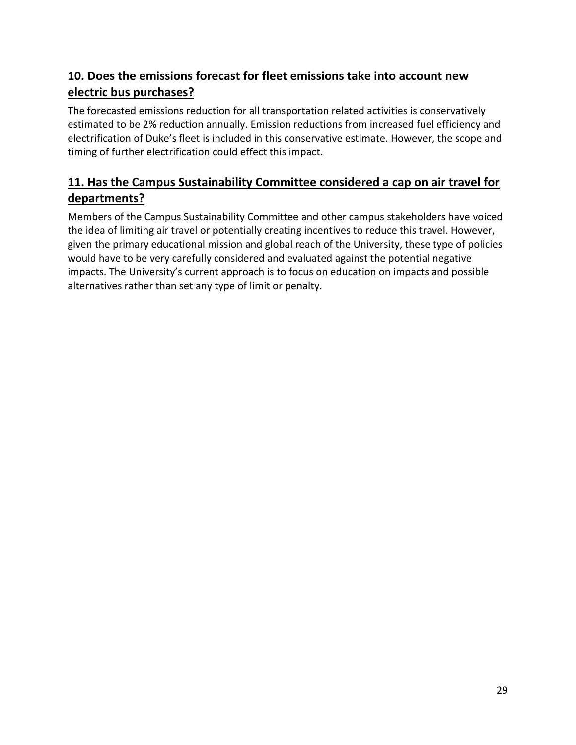## 10. Does the emissions forecast for fleet emissions take into account new electric bus purchases?

The forecasted emissions reduction for all transportation related activities is conservatively estimated to be 2% reduction annually. Emission reductions from increased fuel efficiency and electrification of Duke's fleet is included in this conservative estimate. However, the scope and timing of further electrification could effect this impact.

## 11. Has the Campus Sustainability Committee considered a cap on air travel for departments?

Members of the Campus Sustainability Committee and other campus stakeholders have voiced the idea of limiting air travel or potentially creating incentives to reduce this travel. However, given the primary educational mission and global reach of the University, these type of policies would have to be very carefully considered and evaluated against the potential negative impacts. The University's current approach is to focus on education on impacts and possible alternatives rather than set any type of limit or penalty.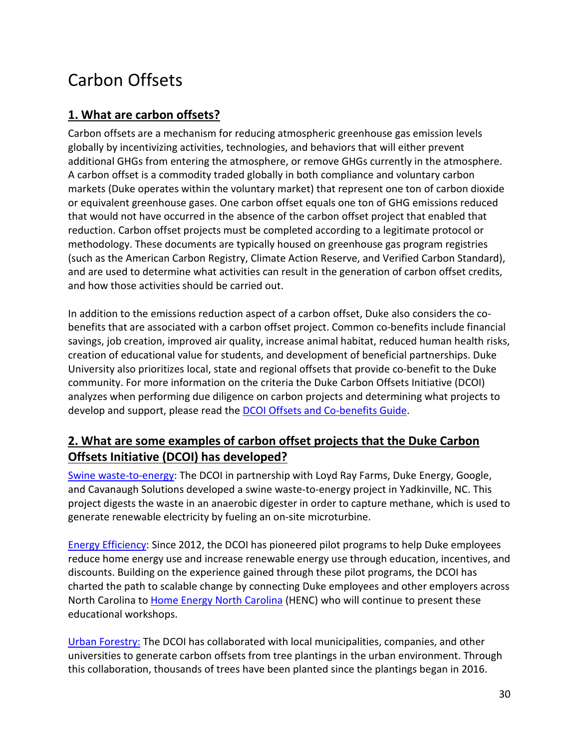# Carbon Offsets

## 1. What are carbon offsets?

Carbon offsets are a mechanism for reducing atmospheric greenhouse gas emission levels globally by incentivizing activities, technologies, and behaviors that will either prevent additional GHGs from entering the atmosphere, or remove GHGs currently in the atmosphere. A carbon offset is a commodity traded globally in both compliance and voluntary carbon markets (Duke operates within the voluntary market) that represent one ton of carbon dioxide or equivalent greenhouse gases. One carbon offset equals one ton of GHG emissions reduced that would not have occurred in the absence of the carbon offset project that enabled that reduction. Carbon offset projects must be completed according to a legitimate protocol or methodology. These documents are typically housed on greenhouse gas program registries (such as the American Carbon Registry, Climate Action Reserve, and Verified Carbon Standard), and are used to determine what activities can result in the generation of carbon offset credits, and how those activities should be carried out.

In addition to the emissions reduction aspect of a carbon offset, Duke also considers the co-benefits that are associated with a carbon offset project. Common co-benefits include financial savings, job creation, improved air quality, increase animal habitat, reduced human health risks, creation of educational value for students, and development of beneficial partnerships. Duke University also prioritizes local, state and regional offsets that provide co-benefit to the Duke community. For more information on the criteria the Duke Carbon Offsets Initiative (DCOI) analyzes when performing due diligence on carbon projects and determining what projects to develop and support, please read the DCOI Offsets and Co-benefits Guide.

## 2. What are some examples of carbon offset projects that the Duke Carbon Offsets Initiative (DCOI) has developed?

Swine waste-to-energy: The DCOI in partnership with Loyd Ray Farms, Duke Energy, Google, and Cavanaugh Solutions developed a swine waste-to-energy project in Yadkinville, NC. This project digests the waste in an anaerobic digester in order to capture methane, which is used to generate renewable electricity by fueling an on-site microturbine.

Energy Efficiency: Since 2012, the DCOI has pioneered pilot programs to help Duke employees reduce home energy use and increase renewable energy use through education, incentives, and discounts. Building on the experience gained through these pilot programs, the DCOI has charted the path to scalable change by connecting Duke employees and other employers across North Carolina to Home Energy North Carolina (HENC) who will continue to present these educational workshops.

Urban Forestry: The DCOI has collaborated with local municipalities, companies, and other universities to generate carbon offsets from tree plantings in the urban environment. Through this collaboration, thousands of trees have been planted since the plantings began in 2016.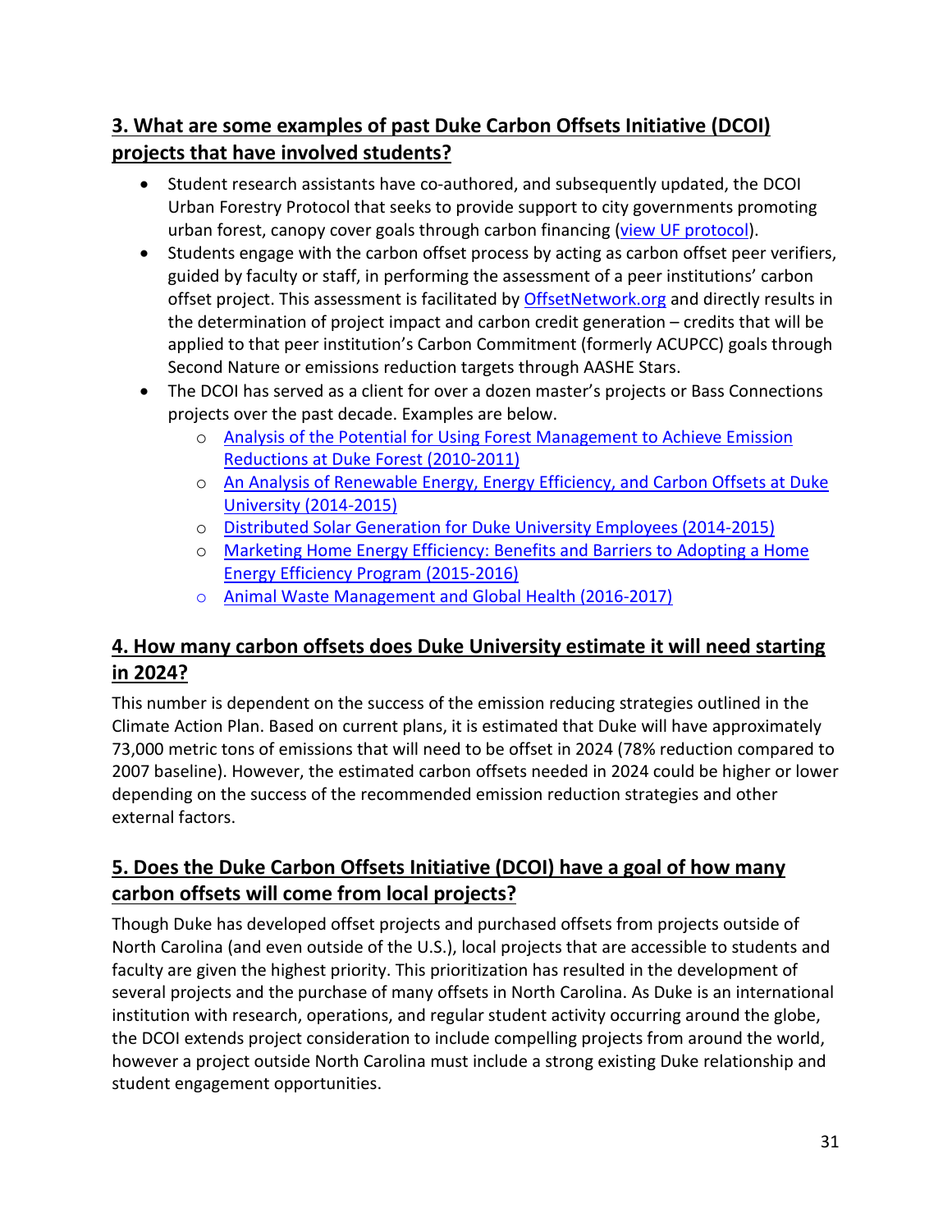## 3. What are some examples of past Duke Carbon Offsets Initiative (DCOI) projects that have involved students?

- Student research assistants have co-authored, and subsequently updated, the DCOI Urban Forestry Protocol that seeks to provide support to city governments promoting urban forest, canopy cover goals through carbon financing (view UF protocol).
- Students engage with the carbon offset process by acting as carbon offset peer verifiers, guided by faculty or staff, in performing the assessment of a peer institutions' carbon offset project. This assessment is facilitated by OffsetNetwork.org and directly results in the determination of project impact and carbon credit generation – credits that will be applied to that peer institution's Carbon Commitment (formerly ACUPCC) goals through Second Nature or emissions reduction targets through AASHE Stars.
- The DCOI has served as a client for over a dozen master's projects or Bass Connections projects over the past decade. Examples are below.
  - Analysis of the Potential for Using Forest Management to Achieve Emission Reductions at Duke Forest (2010-2011)
  - An Analysis of Renewable Energy, Energy Efficiency, and Carbon Offsets at Duke University (2014-2015)
  - Distributed Solar Generation for Duke University Employees (2014-2015)
  - Marketing Home Energy Efficiency: Benefits and Barriers to Adopting a Home Energy Efficiency Program (2015-2016)
  - Animal Waste Management and Global Health (2016-2017)

## 4. How many carbon offsets does Duke University estimate it will need starting in 2024?

This number is dependent on the success of the emission reducing strategies outlined in the Climate Action Plan. Based on current plans, it is estimated that Duke will have approximately 73,000 metric tons of emissions that will need to be offset in 2024 (78% reduction compared to 2007 baseline). However, the estimated carbon offsets needed in 2024 could be higher or lower depending on the success of the recommended emission reduction strategies and other external factors.

## 5. Does the Duke Carbon Offsets Initiative (DCOI) have a goal of how many carbon offsets will come from local projects?

Though Duke has developed offset projects and purchased offsets from projects outside of North Carolina (and even outside of the U.S.), local projects that are accessible to students and faculty are given the highest priority. This prioritization has resulted in the development of several projects and the purchase of many offsets in North Carolina. As Duke is an international institution with research, operations, and regular student activity occurring around the globe, the DCOI extends project consideration to include compelling projects from around the world, however a project outside North Carolina must include a strong existing Duke relationship and student engagement opportunities.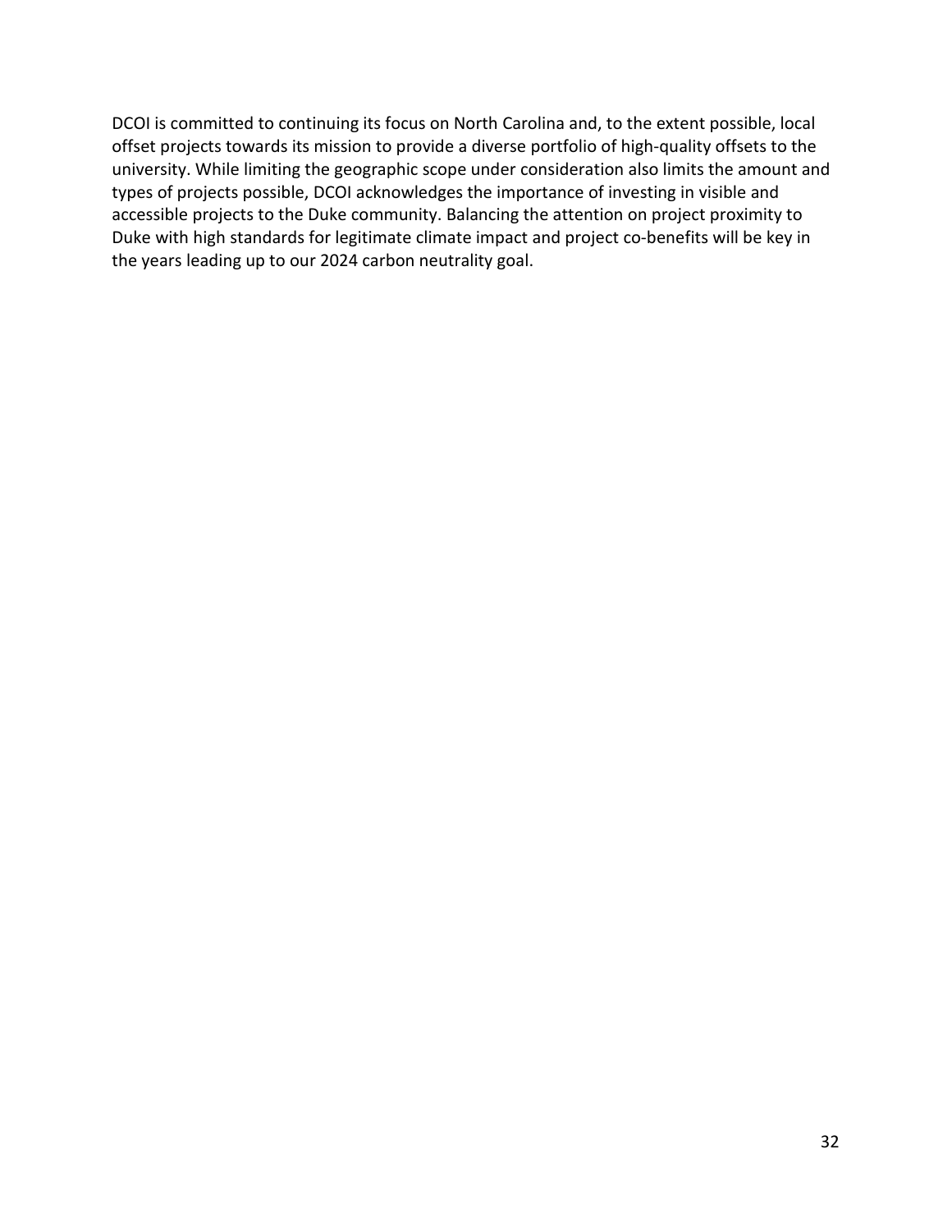DCOI is committed to continuing its focus on North Carolina and, to the extent possible, local offset projects towards its mission to provide a diverse portfolio of high-quality offsets to the university. While limiting the geographic scope under consideration also limits the amount and types of projects possible, DCOI acknowledges the importance of investing in visible and accessible projects to the Duke community. Balancing the attention on project proximity to Duke with high standards for legitimate climate impact and project co-benefits will be key in the years leading up to our 2024 carbon neutrality goal.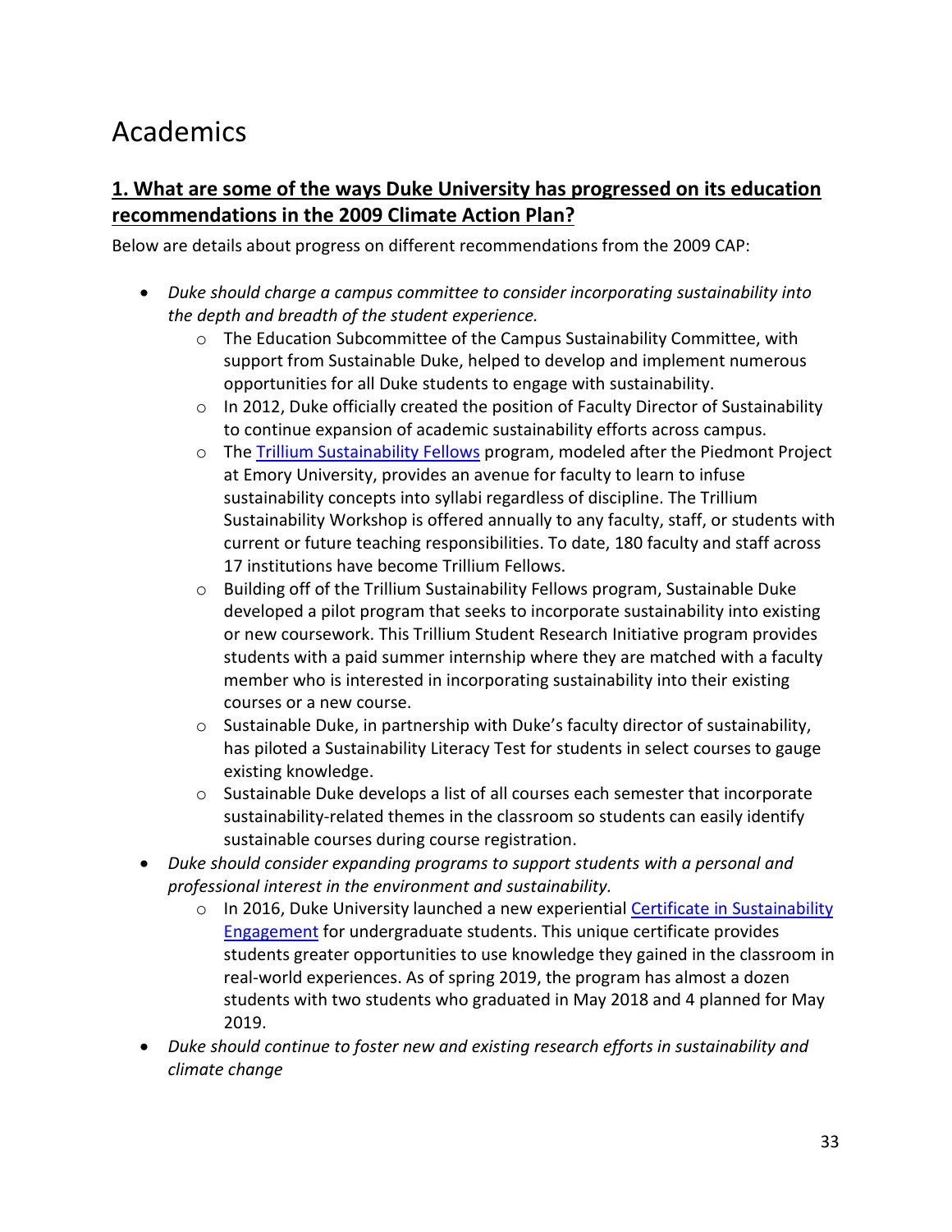# Academics

## 1. What are some of the ways Duke University has progressed on its education recommendations in the 2009 Climate Action Plan?

Below are details about progress on different recommendations from the 2009 CAP:

- *Duke should charge a campus committee to consider incorporating sustainability into the depth and breadth of the student experience.*
    - The Education Subcommittee of the Campus Sustainability Committee, with support from Sustainable Duke, helped to develop and implement numerous opportunities for all Duke students to engage with sustainability.
    - In 2012, Duke officially created the position of Faculty Director of Sustainability to continue expansion of academic sustainability efforts across campus.
    - The Trillium Sustainability Fellows program, modeled after the Piedmont Project at Emory University, provides an avenue for faculty to learn to infuse sustainability concepts into syllabi regardless of discipline. The Trillium Sustainability Workshop is offered annually to any faculty, staff, or students with current or future teaching responsibilities. To date, 180 faculty and staff across 17 institutions have become Trillium Fellows.
    - Building off of the Trillium Sustainability Fellows program, Sustainable Duke developed a pilot program that seeks to incorporate sustainability into existing or new coursework. This Trillium Student Research Initiative program provides students with a paid summer internship where they are matched with a faculty member who is interested in incorporating sustainability into their existing courses or a new course.
    - Sustainable Duke, in partnership with Duke's faculty director of sustainability, has piloted a Sustainability Literacy Test for students in select courses to gauge existing knowledge.
    - Sustainable Duke develops a list of all courses each semester that incorporate sustainability-related themes in the classroom so students can easily identify sustainable courses during course registration.
- *Duke should consider expanding programs to support students with a personal and professional interest in the environment and sustainability.*
    - In 2016, Duke University launched a new experiential Certificate in Sustainability Engagement for undergraduate students. This unique certificate provides students greater opportunities to use knowledge they gained in the classroom in real-world experiences. As of spring 2019, the program has almost a dozen students with two students who graduated in May 2018 and 4 planned for May 2019.
- *Duke should continue to foster new and existing research efforts in sustainability and climate change*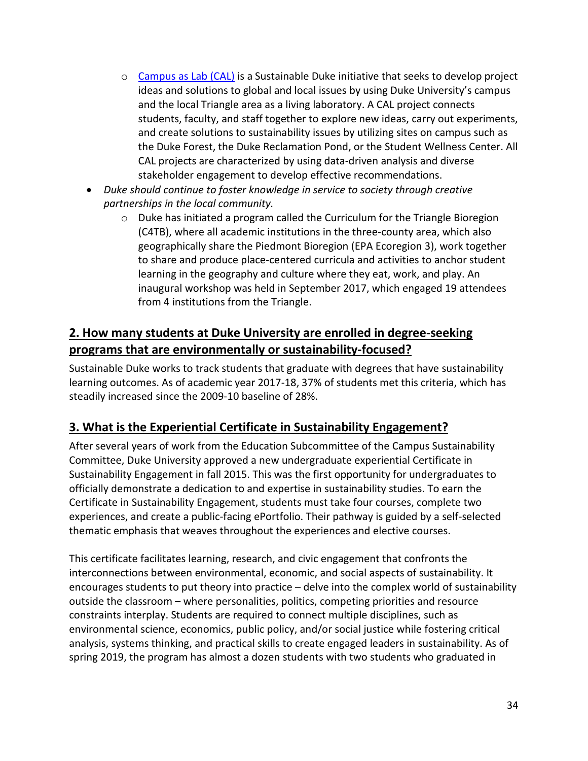- [Campus as Lab (CAL)](#) is a Sustainable Duke initiative that seeks to develop project ideas and solutions to global and local issues by using Duke University's campus and the local Triangle area as a living laboratory. A CAL project connects students, faculty, and staff together to explore new ideas, carry out experiments, and create solutions to sustainability issues by utilizing sites on campus such as the Duke Forest, the Duke Reclamation Pond, or the Student Wellness Center. All CAL projects are characterized by using data-driven analysis and diverse stakeholder engagement to develop effective recommendations.
- *Duke should continue to foster knowledge in service to society through creative partnerships in the local community.*
    - Duke has initiated a program called the Curriculum for the Triangle Bioregion (C4TB), where all academic institutions in the three-county area, which also geographically share the Piedmont Bioregion (EPA Ecoregion 3), work together to share and produce place-centered curricula and activities to anchor student learning in the geography and culture where they eat, work, and play. An inaugural workshop was held in September 2017, which engaged 19 attendees from 4 institutions from the Triangle.

## 2. How many students at Duke University are enrolled in degree-seeking programs that are environmentally or sustainability-focused?

Sustainable Duke works to track students that graduate with degrees that have sustainability learning outcomes. As of academic year 2017-18, 37% of students met this criteria, which has steadily increased since the 2009-10 baseline of 28%.

## 3. What is the Experiential Certificate in Sustainability Engagement?

After several years of work from the Education Subcommittee of the Campus Sustainability Committee, Duke University approved a new undergraduate experiential Certificate in Sustainability Engagement in fall 2015. This was the first opportunity for undergraduates to officially demonstrate a dedication to and expertise in sustainability studies. To earn the Certificate in Sustainability Engagement, students must take four courses, complete two experiences, and create a public-facing ePortfolio. Their pathway is guided by a self-selected thematic emphasis that weaves throughout the experiences and elective courses.

This certificate facilitates learning, research, and civic engagement that confronts the interconnections between environmental, economic, and social aspects of sustainability. It encourages students to put theory into practice – delve into the complex world of sustainability outside the classroom – where personalities, politics, competing priorities and resource constraints interplay. Students are required to connect multiple disciplines, such as environmental science, economics, public policy, and/or social justice while fostering critical analysis, systems thinking, and practical skills to create engaged leaders in sustainability. As of spring 2019, the program has almost a dozen students with two students who graduated in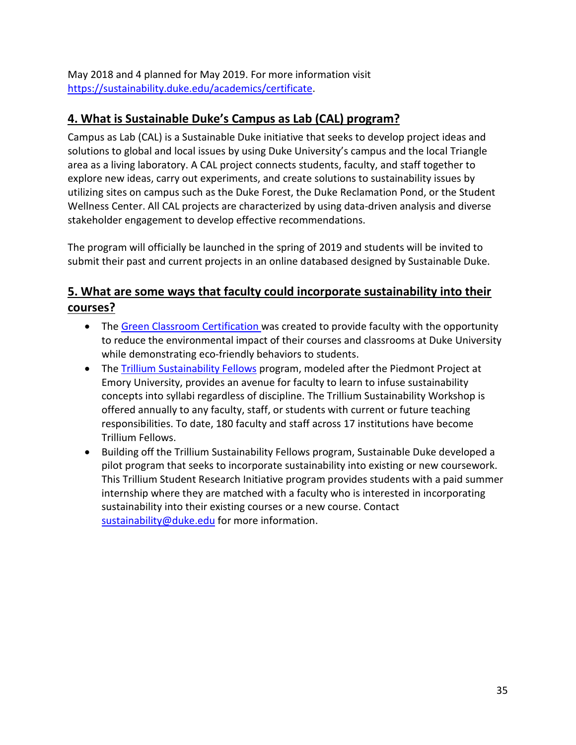May 2018 and 4 planned for May 2019. For more information visit [https://sustainability.duke.edu/academics/certificate](https://sustainability.duke.edu/academics/certificate).

## 4. What is Sustainable Duke's Campus as Lab (CAL) program?

Campus as Lab (CAL) is a Sustainable Duke initiative that seeks to develop project ideas and solutions to global and local issues by using Duke University's campus and the local Triangle area as a living laboratory. A CAL project connects students, faculty, and staff together to explore new ideas, carry out experiments, and create solutions to sustainability issues by utilizing sites on campus such as the Duke Forest, the Duke Reclamation Pond, or the Student Wellness Center. All CAL projects are characterized by using data-driven analysis and diverse stakeholder engagement to develop effective recommendations.

The program will officially be launched in the spring of 2019 and students will be invited to submit their past and current projects in an online databased designed by Sustainable Duke.

## 5. What are some ways that faculty could incorporate sustainability into their courses?

- The Green Classroom Certification was created to provide faculty with the opportunity to reduce the environmental impact of their courses and classrooms at Duke University while demonstrating eco-friendly behaviors to students.
- The Trillium Sustainability Fellows program, modeled after the Piedmont Project at Emory University, provides an avenue for faculty to learn to infuse sustainability concepts into syllabi regardless of discipline. The Trillium Sustainability Workshop is offered annually to any faculty, staff, or students with current or future teaching responsibilities. To date, 180 faculty and staff across 17 institutions have become Trillium Fellows.
- Building off the Trillium Sustainability Fellows program, Sustainable Duke developed a pilot program that seeks to incorporate sustainability into existing or new coursework. This Trillium Student Research Initiative program provides students with a paid summer internship where they are matched with a faculty who is interested in incorporating sustainability into their existing courses or a new course. Contact sustainability@duke.edu for more information.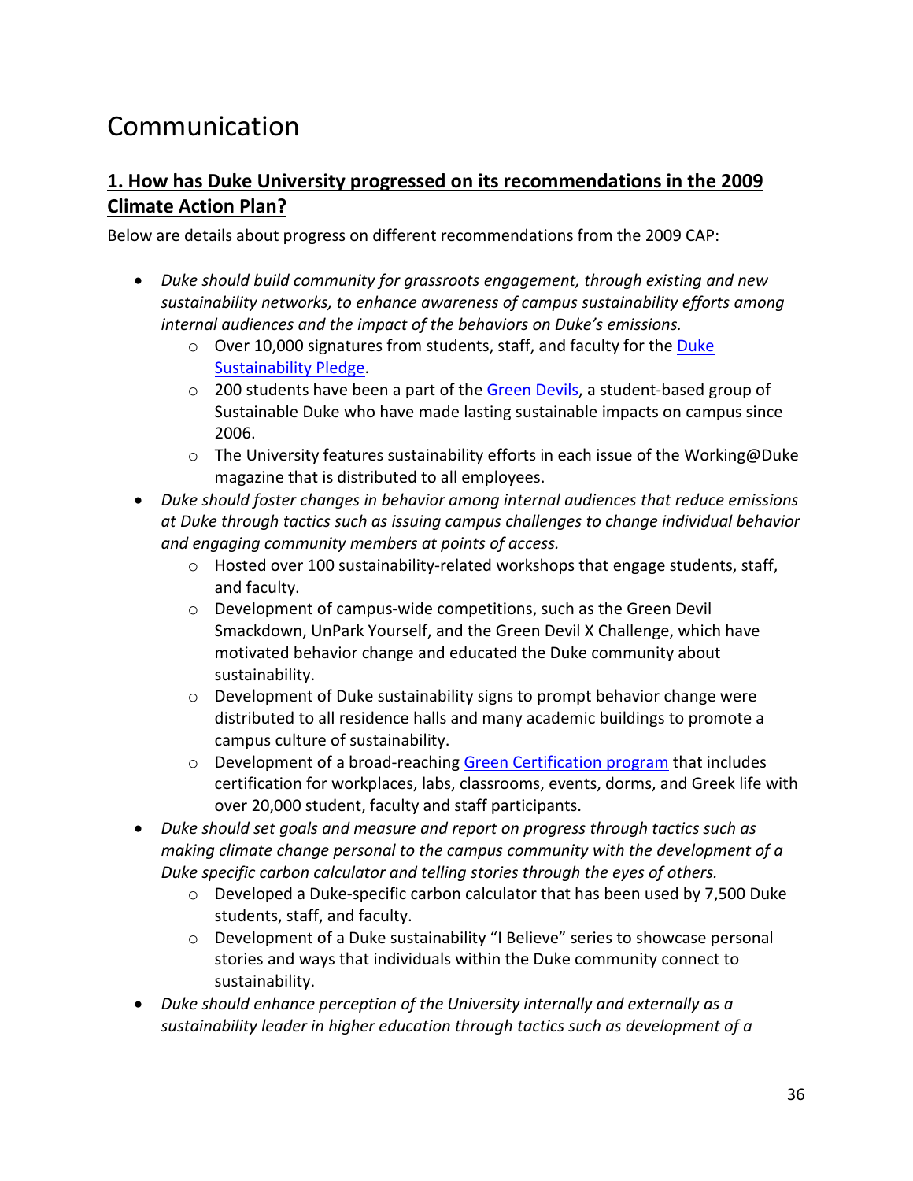# Communication

## 1. How has Duke University progressed on its recommendations in the 2009 Climate Action Plan?

Below are details about progress on different recommendations from the 2009 CAP:

- *Duke should build community for grassroots engagement, through existing and new sustainability networks, to enhance awareness of campus sustainability efforts among internal audiences and the impact of the behaviors on Duke's emissions.*
    - Over 10,000 signatures from students, staff, and faculty for the Duke Sustainability Pledge.
    - 200 students have been a part of the Green Devils, a student-based group of Sustainable Duke who have made lasting sustainable impacts on campus since 2006.
    - The University features sustainability efforts in each issue of the Working@Duke magazine that is distributed to all employees.
- *Duke should foster changes in behavior among internal audiences that reduce emissions at Duke through tactics such as issuing campus challenges to change individual behavior and engaging community members at points of access.*
    - Hosted over 100 sustainability-related workshops that engage students, staff, and faculty.
    - Development of campus-wide competitions, such as the Green Devil Smackdown, UnPark Yourself, and the Green Devil X Challenge, which have motivated behavior change and educated the Duke community about sustainability.
    - Development of Duke sustainability signs to prompt behavior change were distributed to all residence halls and many academic buildings to promote a campus culture of sustainability.
    - Development of a broad-reaching Green Certification program that includes certification for workplaces, labs, classrooms, events, dorms, and Greek life with over 20,000 student, faculty and staff participants.
- *Duke should set goals and measure and report on progress through tactics such as making climate change personal to the campus community with the development of a Duke specific carbon calculator and telling stories through the eyes of others.*
    - Developed a Duke-specific carbon calculator that has been used by 7,500 Duke students, staff, and faculty.
    - Development of a Duke sustainability "I Believe" series to showcase personal stories and ways that individuals within the Duke community connect to sustainability.
- *Duke should enhance perception of the University internally and externally as a sustainability leader in higher education through tactics such as development of a*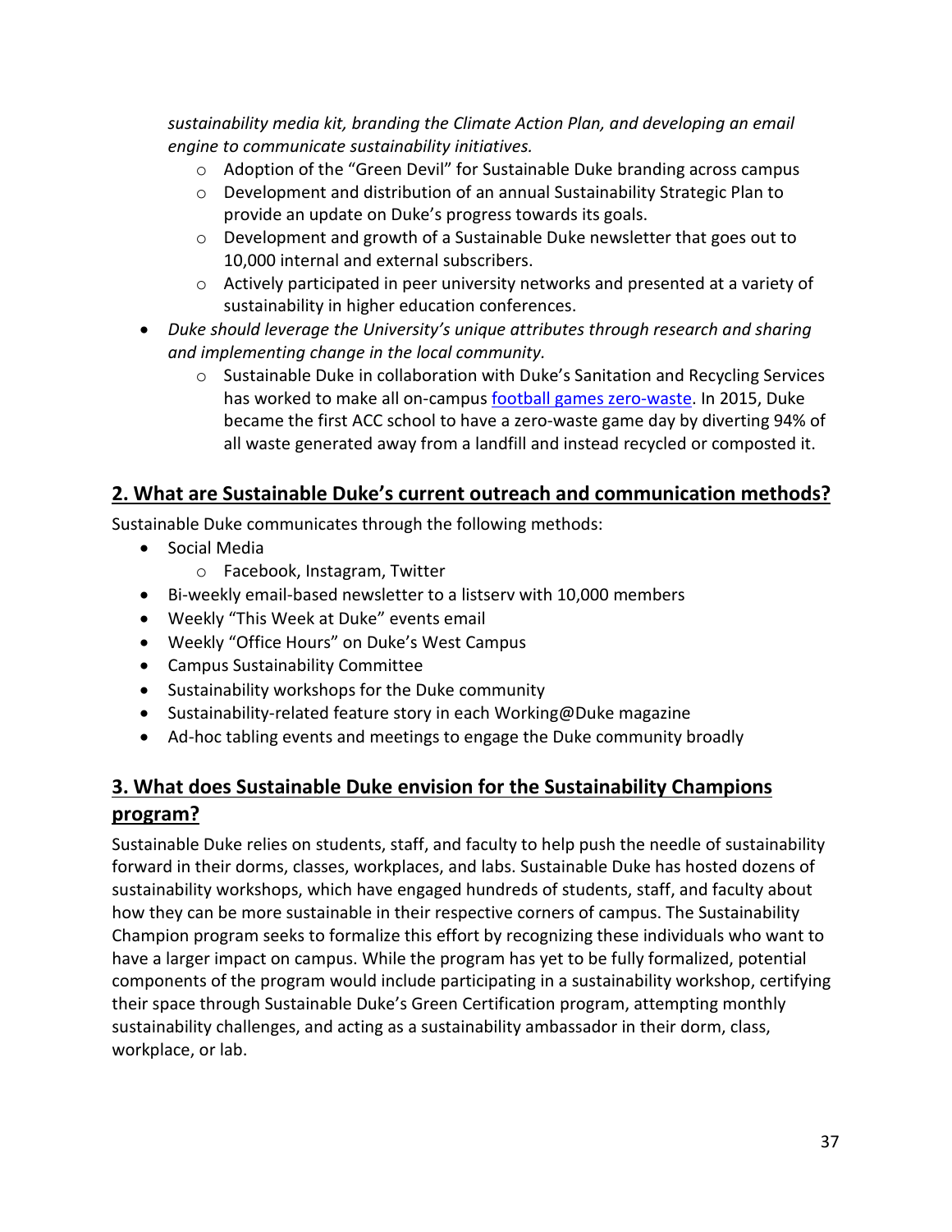*sustainability media kit, branding the Climate Action Plan, and developing an email engine to communicate sustainability initiatives.*
    - Adoption of the "Green Devil" for Sustainable Duke branding across campus
    - Development and distribution of an annual Sustainability Strategic Plan to provide an update on Duke's progress towards its goals.
    - Development and growth of a Sustainable Duke newsletter that goes out to 10,000 internal and external subscribers.
    - Actively participated in peer university networks and presented at a variety of sustainability in higher education conferences.
- *Duke should leverage the University's unique attributes through research and sharing and implementing change in the local community.*
    - Sustainable Duke in collaboration with Duke's Sanitation and Recycling Services has worked to make all on-campus football games zero-waste. In 2015, Duke became the first ACC school to have a zero-waste game day by diverting 94% of all waste generated away from a landfill and instead recycled or composted it.

## 2. What are Sustainable Duke's current outreach and communication methods?

Sustainable Duke communicates through the following methods:

- Social Media
    - Facebook, Instagram, Twitter
- Bi-weekly email-based newsletter to a listserv with 10,000 members
- Weekly "This Week at Duke" events email
- Weekly "Office Hours" on Duke's West Campus
- Campus Sustainability Committee
- Sustainability workshops for the Duke community
- Sustainability-related feature story in each Working@Duke magazine
- Ad-hoc tabling events and meetings to engage the Duke community broadly

## 3. What does Sustainable Duke envision for the Sustainability Champions program?

Sustainable Duke relies on students, staff, and faculty to help push the needle of sustainability forward in their dorms, classes, workplaces, and labs. Sustainable Duke has hosted dozens of sustainability workshops, which have engaged hundreds of students, staff, and faculty about how they can be more sustainable in their respective corners of campus. The Sustainability Champion program seeks to formalize this effort by recognizing these individuals who want to have a larger impact on campus. While the program has yet to be fully formalized, potential components of the program would include participating in a sustainability workshop, certifying their space through Sustainable Duke's Green Certification program, attempting monthly sustainability challenges, and acting as a sustainability ambassador in their dorm, class, workplace, or lab.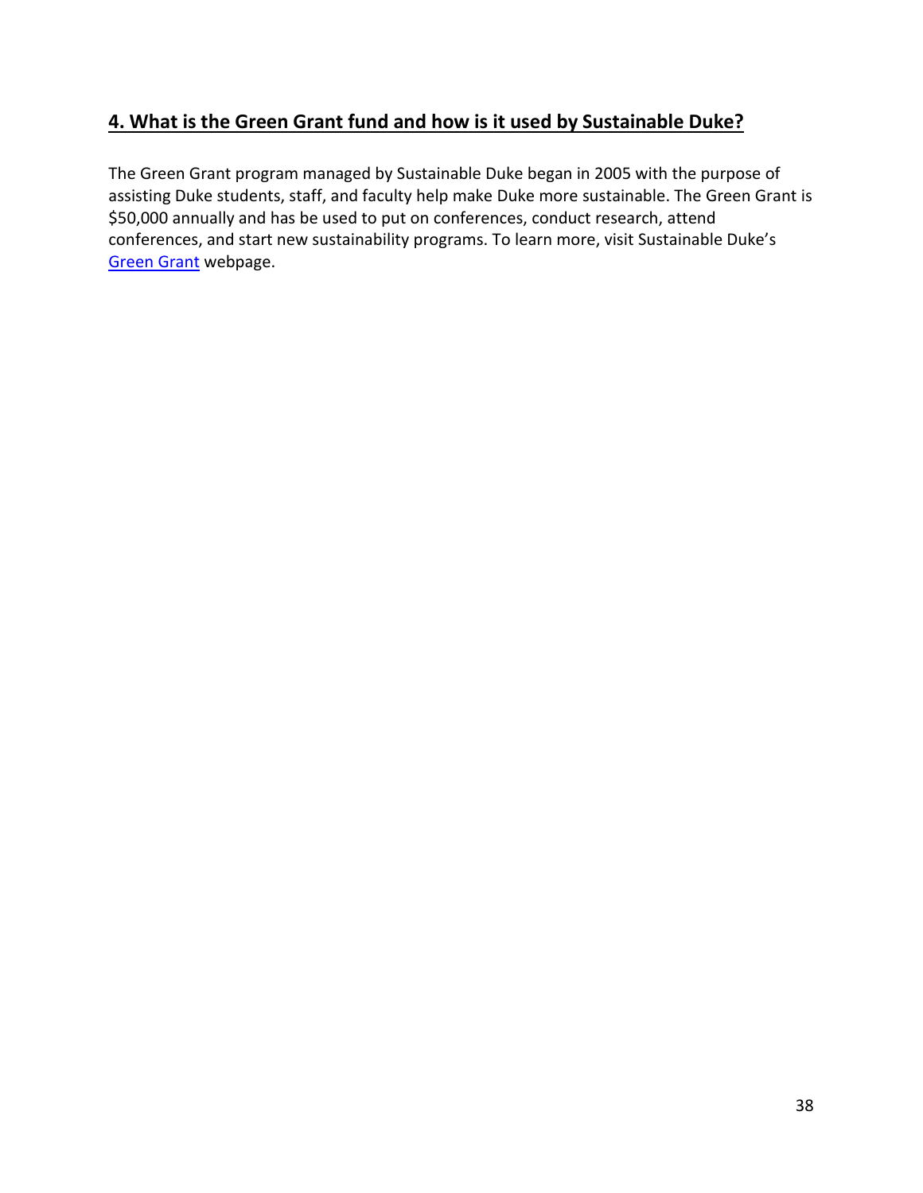## 4. What is the Green Grant fund and how is it used by Sustainable Duke?

The Green Grant program managed by Sustainable Duke began in 2005 with the purpose of assisting Duke students, staff, and faculty help make Duke more sustainable. The Green Grant is $50,000 annually and has be used to put on conferences, conduct research, attend conferences, and start new sustainability programs. To learn more, visit Sustainable Duke's Green Grant webpage.